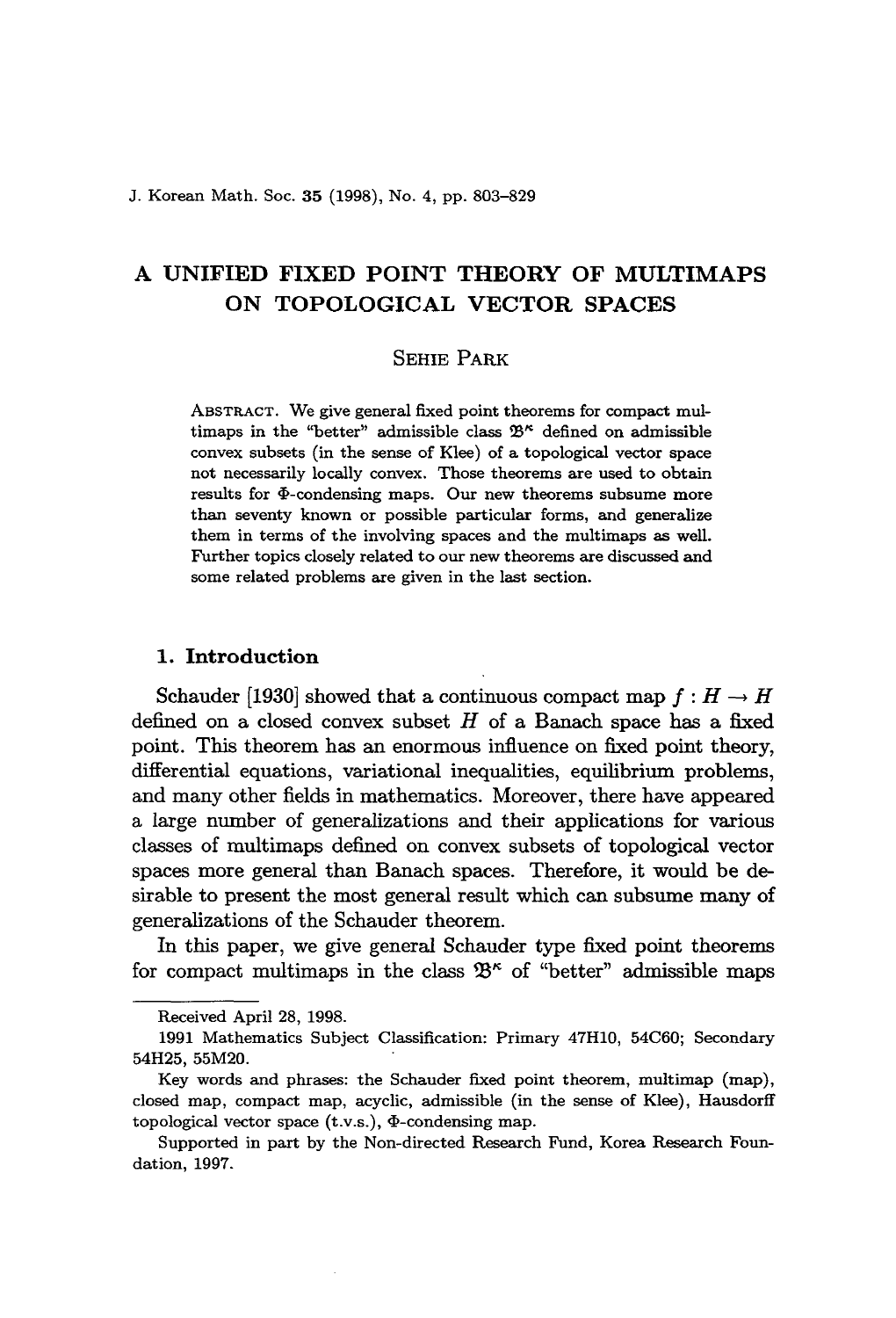# A UNIFIED FIXED POINT THEORY OF MULTIMAPS ON TOPOLOGICAL VECTOR SPACES

SEHIE PARK

ABSTRACT. We give general fixed point theorems for compact multimaps in the "better" admissible class $\mathfrak{B}^\kappa$ defined on admissible convex subsets (in the sense of Klee) of a topological vector space not necessarily locally convex. Those theorems are used to obtain results for $\Phi$-condensing maps. Our new theorems subsume more than seventy known or possible particular forms, and generalize them in terms of the involving spaces and the multimaps as well. Further topics closely related to our new theorems are discussed and some related problems are given in the last section.

## 1. Introduction

Schauder [1930] showed that a continuous compact map $f : H \to H$ defined on a closed convex subset $H$ of a Banach space has a fixed point. This theorem has an enormous influence on fixed point theory, differential equations, variational inequalities, equilibrium problems, and many other fields in mathematics. Moreover, there have appeared a large number of generalizations and their applications for various classes of multimaps defined on convex subsets of topological vector spaces more general than Banach spaces. Therefore, it would be desirable to present the most general result which can subsume many of generalizations of the Schauder theorem.

In this paper, we give general Schauder type fixed point theorems for compact multimaps in the class $\mathfrak{B}^\kappa$ of "better" admissible maps

---

Received April 28, 1998.

1991 Mathematics Subject Classification: Primary 47H10, 54C60; Secondary 54H25, 55M20.

Key words and phrases: the Schauder fixed point theorem, multimap (map), closed map, compact map, acyclic, admissible (in the sense of Klee), Hausdorff topological vector space (t.v.s.), $\Phi$-condensing map.

Supported in part by the Non-directed Research Fund, Korea Research Foundation, 1997.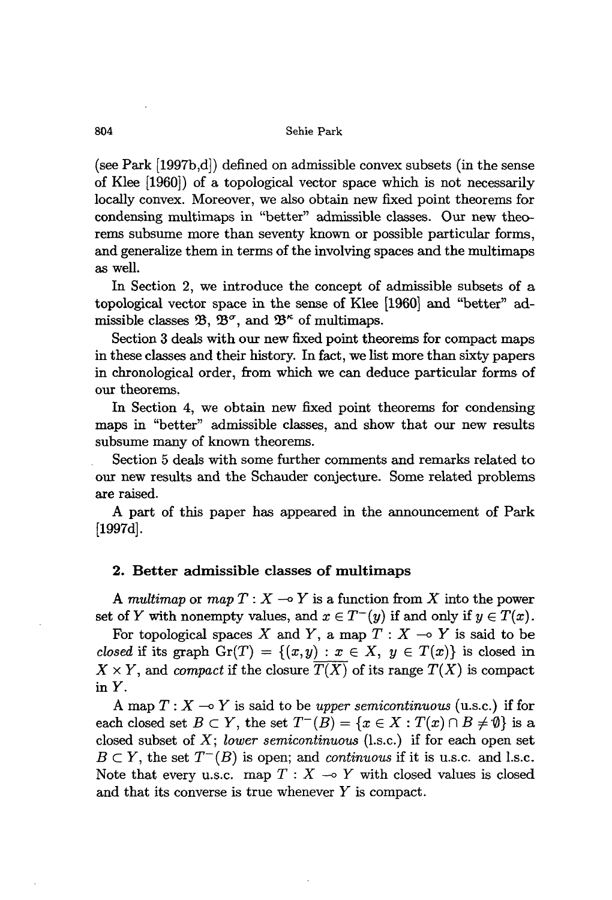(see Park [1997b,d]) defined on admissible convex subsets (in the sense of Klee [1960]) of a topological vector space which is not necessarily locally convex. Moreover, we also obtain new fixed point theorems for condensing multimaps in "better" admissible classes. Our new theorems subsume more than seventy known or possible particular forms, and generalize them in terms of the involving spaces and the multimaps as well.

In Section 2, we introduce the concept of admissible subsets of a topological vector space in the sense of Klee [1960] and "better" admissible classes $\mathfrak{B}$, $\mathfrak{B}^\sigma$, and $\mathfrak{B}^\kappa$ of multimaps.

Section 3 deals with our new fixed point theorems for compact maps in these classes and their history. In fact, we list more than sixty papers in chronological order, from which we can deduce particular forms of our theorems.

In Section 4, we obtain new fixed point theorems for condensing maps in "better" admissible classes, and show that our new results subsume many of known theorems.

Section 5 deals with some further comments and remarks related to our new results and the Schauder conjecture. Some related problems are raised.

A part of this paper has appeared in the announcement of Park [1997d].

## 2. Better admissible classes of multimaps

A *multimap* or *map* $T : X \multimap Y$ is a function from $X$ into the power set of $Y$ with nonempty values, and $x \in T^-(y)$ if and only if $y \in T(x)$.

For topological spaces $X$ and $Y$, a map $T : X \multimap Y$ is said to be *closed* if its graph $\mathrm{Gr}(T) = \{(x, y) : x \in X,\ y \in T(x)\}$ is closed in $X \times Y$, and *compact* if the closure $\overline{T(X)}$ of its range $T(X)$ is compact in $Y$.

A map $T : X \multimap Y$ is said to be *upper semicontinuous* (u.s.c.) if for each closed set $B \subset Y$, the set $T^-(B) = \{x \in X : T(x) \cap B \neq \emptyset\}$ is a closed subset of $X$; *lower semicontinuous* (l.s.c.) if for each open set $B \subset Y$, the set $T^-(B)$ is open; and *continuous* if it is u.s.c. and l.s.c. Note that every u.s.c. map $T : X \multimap Y$ with closed values is closed and that its converse is true whenever $Y$ is compact.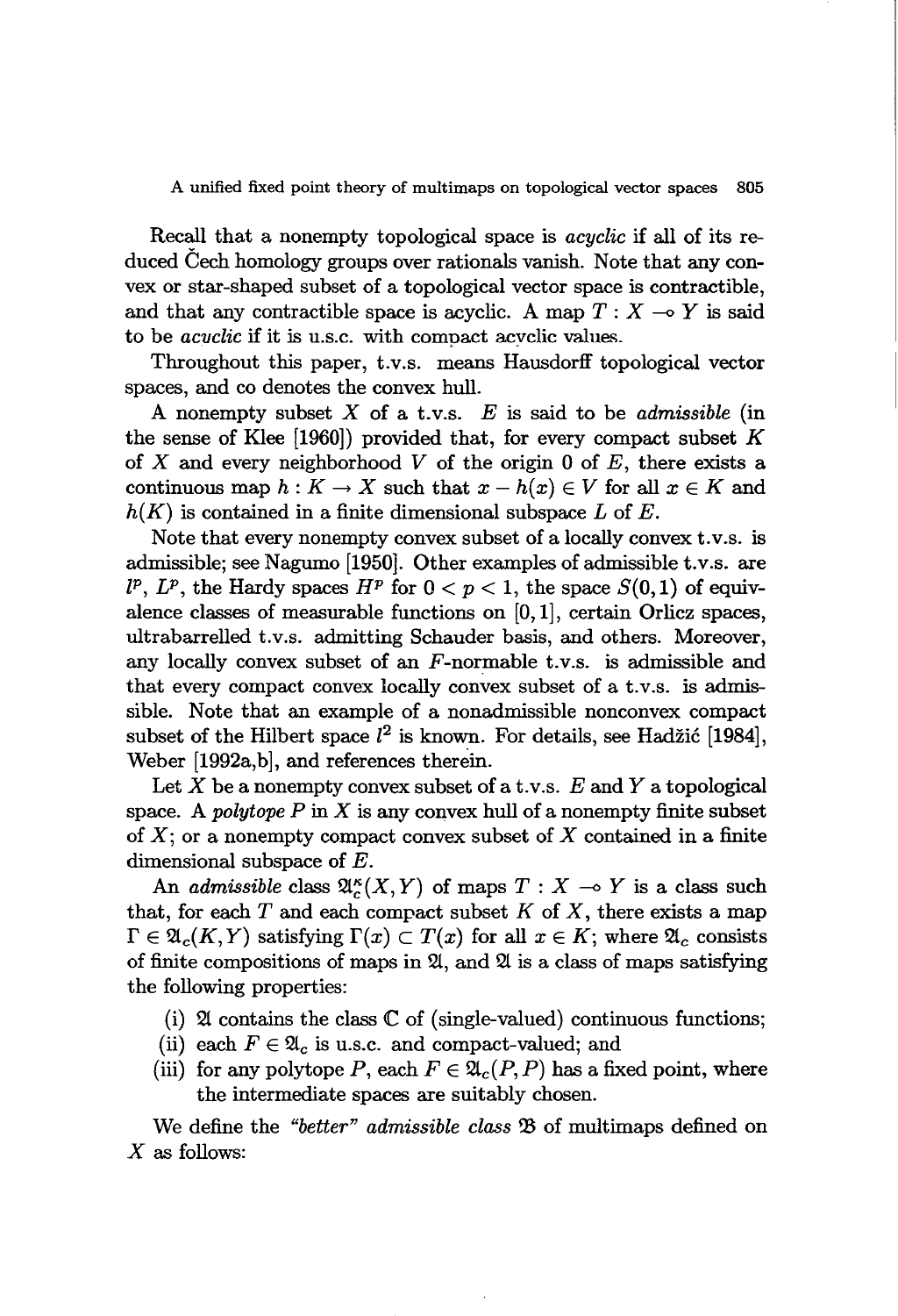Recall that a nonempty topological space is *acyclic* if all of its reduced Čech homology groups over rationals vanish. Note that any convex or star-shaped subset of a topological vector space is contractible, and that any contractible space is acyclic. A map $T : X \multimap Y$ is said to be *acyclic* if it is u.s.c. with compact acyclic values.

Throughout this paper, t.v.s. means Hausdorff topological vector spaces, and co denotes the convex hull.

A nonempty subset $X$ of a t.v.s. $E$ is said to be *admissible* (in the sense of Klee [1960]) provided that, for every compact subset $K$ of $X$ and every neighborhood $V$ of the origin 0 of $E$, there exists a continuous map $h : K \to X$ such that $x - h(x) \in V$ for all $x \in K$ and $h(K)$ is contained in a finite dimensional subspace $L$ of $E$.

Note that every nonempty convex subset of a locally convex t.v.s. is admissible; see Nagumo [1950]. Other examples of admissible t.v.s. are $l^p$, $L^p$, the Hardy spaces $H^p$ for $0 < p < 1$, the space $S(0,1)$ of equivalence classes of measurable functions on $[0,1]$, certain Orlicz spaces, ultrabarrelled t.v.s. admitting Schauder basis, and others. Moreover, any locally convex subset of an $F$-normable t.v.s. is admissible and that every compact convex locally convex subset of a t.v.s. is admissible. Note that an example of a nonadmissible nonconvex compact subset of the Hilbert space $l^2$ is known. For details, see Hadžić [1984], Weber [1992a,b], and references therein.

Let $X$ be a nonempty convex subset of a t.v.s. $E$ and $Y$ a topological space. A *polytope* $P$ in $X$ is any convex hull of a nonempty finite subset of $X$; or a nonempty compact convex subset of $X$ contained in a finite dimensional subspace of $E$.

An *admissible* class $\mathfrak{A}_c^\kappa(X,Y)$ of maps $T : X \multimap Y$ is a class such that, for each $T$ and each compact subset $K$ of $X$, there exists a map $\Gamma \in \mathfrak{A}_c(K,Y)$ satisfying $\Gamma(x) \subset T(x)$ for all $x \in K$; where $\mathfrak{A}_c$ consists of finite compositions of maps in $\mathfrak{A}$, and $\mathfrak{A}$ is a class of maps satisfying the following properties:

(i) $\mathfrak{A}$ contains the class $\mathbb{C}$ of (single-valued) continuous functions;

(ii) each $F \in \mathfrak{A}_c$ is u.s.c. and compact-valued; and

(iii) for any polytope $P$, each $F \in \mathfrak{A}_c(P,P)$ has a fixed point, where the intermediate spaces are suitably chosen.

We define the *"better" admissible class* $\mathfrak{B}$ of multimaps defined on $X$ as follows: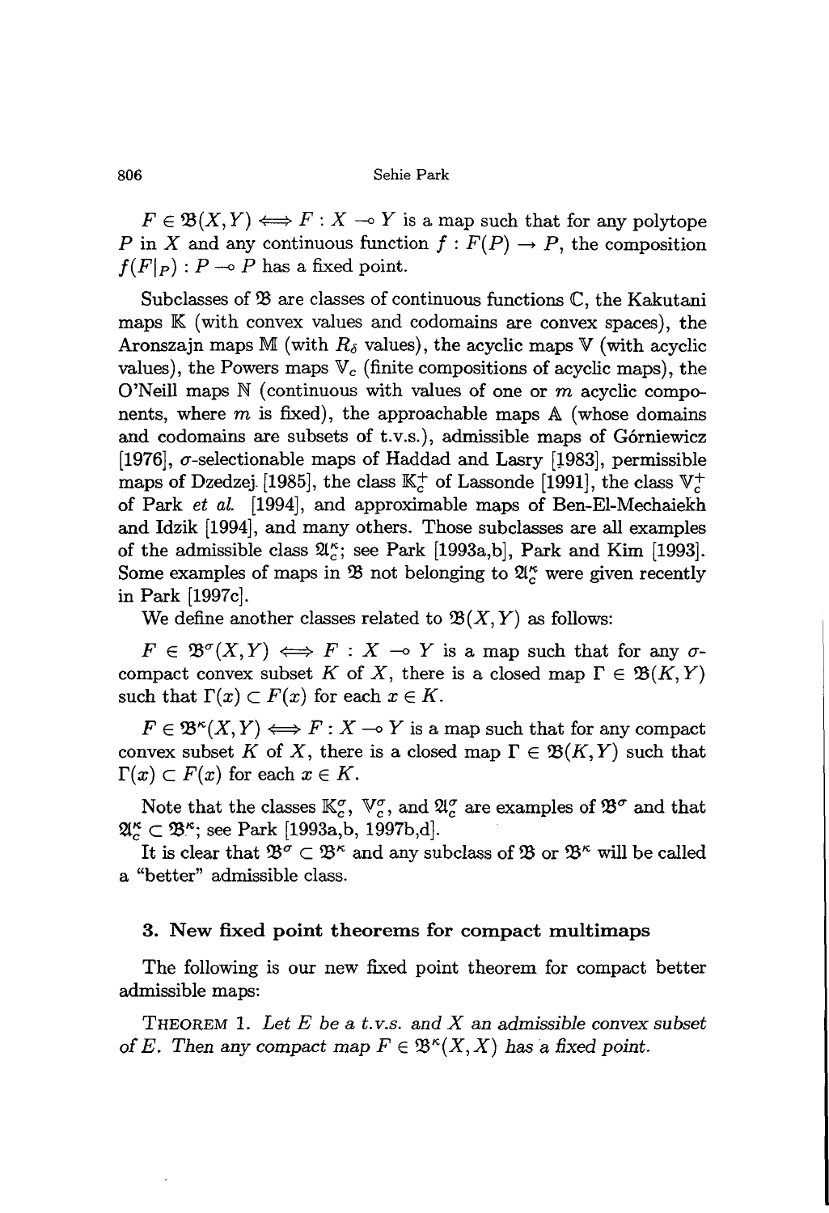$F \in \mathfrak{B}(X,Y) \iff F : X \multimap Y$ is a map such that for any polytope $P$ in $X$ and any continuous function $f : F(P) \to P$, the composition $f(F|_P) : P \multimap P$ has a fixed point.

Subclasses of $\mathfrak{B}$ are classes of continuous functions $\mathbb{C}$, the Kakutani maps $\mathbb{K}$ (with convex values and codomains are convex spaces), the Aronszajn maps $\mathbb{M}$ (with $R_\delta$ values), the acyclic maps $\mathbb{V}$ (with acyclic values), the Powers maps $\mathbb{V}_c$ (finite compositions of acyclic maps), the O'Neill maps $\mathbb{N}$ (continuous with values of one or $m$ acyclic components, where $m$ is fixed), the approachable maps $\mathbb{A}$ (whose domains and codomains are subsets of t.v.s.), admissible maps of Górniewicz [1976], $\sigma$-selectionable maps of Haddad and Lasry [1983], permissible maps of Dzedzej [1985], the class $\mathbb{K}_c^+$ of Lassonde [1991], the class $\mathbb{V}_c^+$ of Park *et al.* [1994], and approximable maps of Ben-El-Mechaiekh and Idzik [1994], and many others. Those subclasses are all examples of the admissible class $\mathfrak{A}_c^\kappa$; see Park [1993a,b], Park and Kim [1993]. Some examples of maps in $\mathfrak{B}$ not belonging to $\mathfrak{A}_c^\kappa$ were given recently in Park [1997c].

We define another classes related to $\mathfrak{B}(X,Y)$ as follows:

$F \in \mathfrak{B}^\sigma(X,Y) \iff F : X \multimap Y$ is a map such that for any $\sigma$-compact convex subset $K$ of $X$, there is a closed map $\Gamma \in \mathfrak{B}(K,Y)$ such that $\Gamma(x) \subset F(x)$ for each $x \in K$.

$F \in \mathfrak{B}^\kappa(X,Y) \iff F : X \multimap Y$ is a map such that for any compact convex subset $K$ of $X$, there is a closed map $\Gamma \in \mathfrak{B}(K,Y)$ such that $\Gamma(x) \subset F(x)$ for each $x \in K$.

Note that the classes $\mathbb{K}_c^\sigma$, $\mathbb{V}_c^\sigma$, and $\mathfrak{A}_c^\sigma$ are examples of $\mathfrak{B}^\sigma$ and that $\mathfrak{A}_c^\kappa \subset \mathfrak{B}^\kappa$; see Park [1993a,b, 1997b,d].

It is clear that $\mathfrak{B}^\sigma \subset \mathfrak{B}^\kappa$ and any subclass of $\mathfrak{B}$ or $\mathfrak{B}^\kappa$ will be called a "better" admissible class.

## 3. New fixed point theorems for compact multimaps

The following is our new fixed point theorem for compact better admissible maps:

THEOREM 1. *Let $E$ be a t.v.s. and $X$ an admissible convex subset of $E$. Then any compact map $F \in \mathfrak{B}^\kappa(X,X)$ has a fixed point.*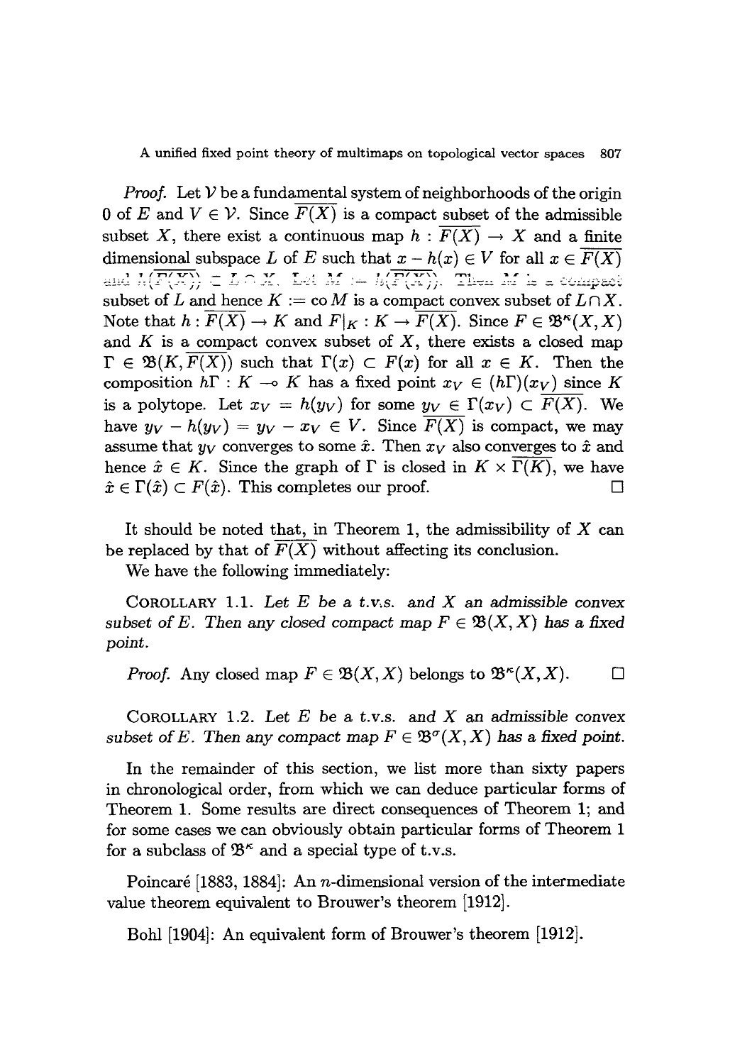*Proof.* Let $\mathcal{V}$ be a fundamental system of neighborhoods of the origin 0 of $E$ and $V \in \mathcal{V}$. Since $\overline{F(X)}$ is a compact subset of the admissible subset $X$, there exist a continuous map $h : \overline{F(X)} \to X$ and a finite dimensional subspace $L$ of $E$ such that $x - h(x) \in V$ for all $x \in \overline{F(X)}$ and $h(\overline{F(X)}) \subset L \cap X$. Let $M := h(\overline{F(X)})$. Then $M$ is a compact subset of $L$ and hence $K := \text{co}\, M$ is a compact convex subset of $L \cap X$. Note that $h : \overline{F(X)} \to K$ and $F|_K : K \to \overline{F(X)}$. Since $F \in \mathfrak{B}^\kappa(X, X)$ and $K$ is a compact convex subset of $X$, there exists a closed map $\Gamma \in \mathfrak{B}(K, \overline{F(X)})$ such that $\Gamma(x) \subset F(x)$ for all $x \in K$. Then the composition $h\Gamma : K \multimap K$ has a fixed point $x_V \in (h\Gamma)(x_V)$ since $K$ is a polytope. Let $x_V = h(y_V)$ for some $y_V \in \Gamma(x_V) \subset \overline{F(X)}$. We have $y_V - h(y_V) = y_V - x_V \in V$. Since $\overline{F(X)}$ is compact, we may assume that $y_V$ converges to some $\hat{x}$. Then $x_V$ also converges to $\hat{x}$ and hence $\hat{x} \in K$. Since the graph of $\Gamma$ is closed in $K \times \overline{\Gamma(K)}$, we have $\hat{x} \in \Gamma(\hat{x}) \subset F(\hat{x})$. This completes our proof. □

It should be noted that, in Theorem 1, the admissibility of $X$ can be replaced by that of $\overline{F(X)}$ without affecting its conclusion.

We have the following immediately:

COROLLARY 1.1. *Let $E$ be a t.v.s. and $X$ an admissible convex subset of $E$. Then any closed compact map $F \in \mathfrak{B}(X, X)$ has a fixed point.*

*Proof.* Any closed map $F \in \mathfrak{B}(X, X)$ belongs to $\mathfrak{B}^\kappa(X, X)$. □

COROLLARY 1.2. *Let $E$ be a t.v.s. and $X$ an admissible convex subset of $E$. Then any compact map $F \in \mathfrak{B}^\sigma(X, X)$ has a fixed point.*

In the remainder of this section, we list more than sixty papers in chronological order, from which we can deduce particular forms of Theorem 1. Some results are direct consequences of Theorem 1; and for some cases we can obviously obtain particular forms of Theorem 1 for a subclass of $\mathfrak{B}^\kappa$ and a special type of t.v.s.

Poincaré [1883, 1884]: An $n$-dimensional version of the intermediate value theorem equivalent to Brouwer's theorem [1912].

Bohl [1904]: An equivalent form of Brouwer's theorem [1912].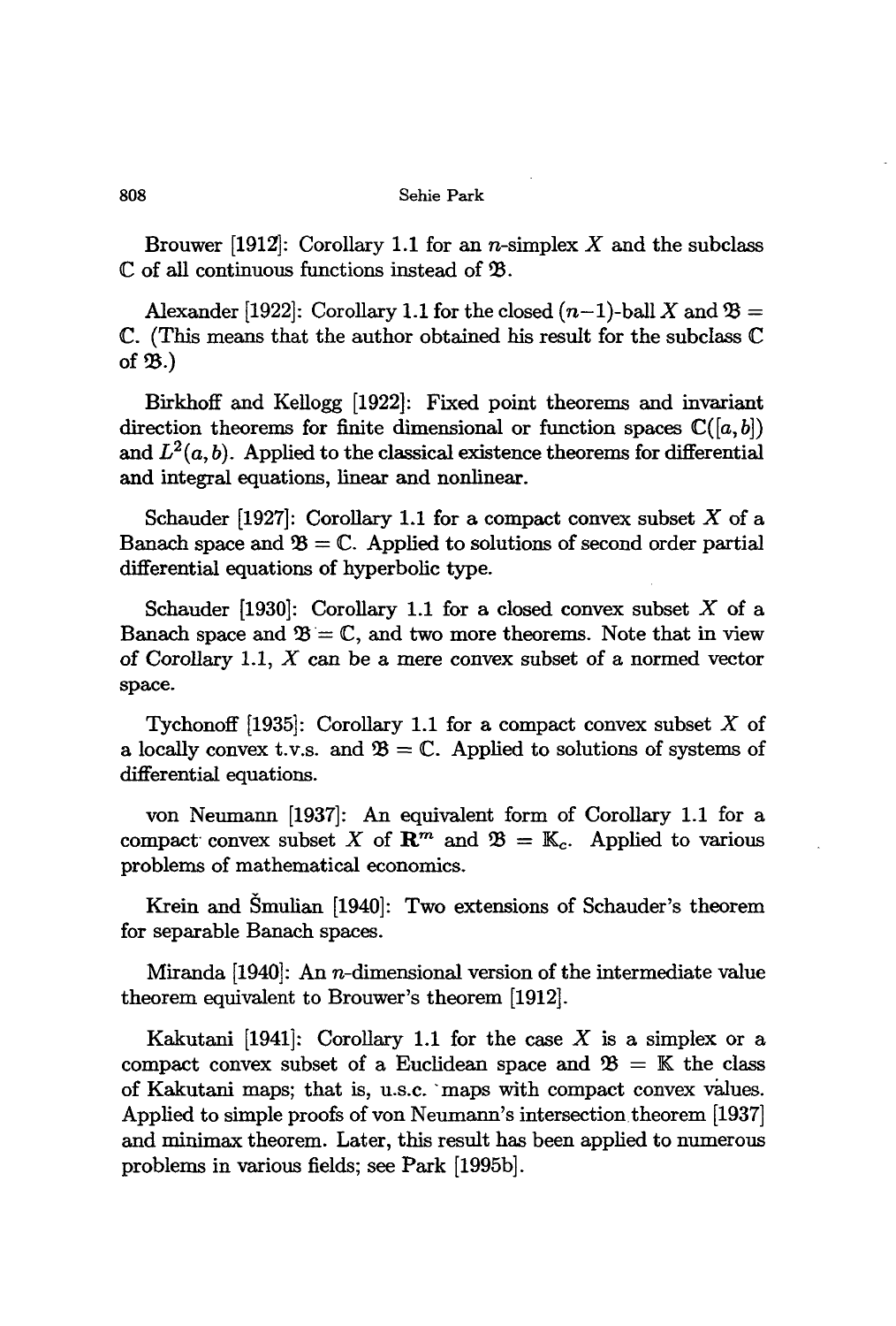Brouwer [1912]: Corollary 1.1 for an $n$-simplex $X$ and the subclass $\mathbb{C}$ of all continuous functions instead of $\mathfrak{B}$.

Alexander [1922]: Corollary 1.1 for the closed $(n-1)$-ball $X$ and $\mathfrak{B} = \mathbb{C}$. (This means that the author obtained his result for the subclass $\mathbb{C}$ of $\mathfrak{B}$.)

Birkhoff and Kellogg [1922]: Fixed point theorems and invariant direction theorems for finite dimensional or function spaces $\mathbb{C}([a,b])$ and $L^2(a,b)$. Applied to the classical existence theorems for differential and integral equations, linear and nonlinear.

Schauder [1927]: Corollary 1.1 for a compact convex subset $X$ of a Banach space and $\mathfrak{B} = \mathbb{C}$. Applied to solutions of second order partial differential equations of hyperbolic type.

Schauder [1930]: Corollary 1.1 for a closed convex subset $X$ of a Banach space and $\mathfrak{B} = \mathbb{C}$, and two more theorems. Note that in view of Corollary 1.1, $X$ can be a mere convex subset of a normed vector space.

Tychonoff [1935]: Corollary 1.1 for a compact convex subset $X$ of a locally convex t.v.s. and $\mathfrak{B} = \mathbb{C}$. Applied to solutions of systems of differential equations.

von Neumann [1937]: An equivalent form of Corollary 1.1 for a compact convex subset $X$ of $\mathbf{R}^m$ and $\mathfrak{B} = \mathbb{K}_c$. Applied to various problems of mathematical economics.

Krein and Šmulian [1940]: Two extensions of Schauder's theorem for separable Banach spaces.

Miranda [1940]: An $n$-dimensional version of the intermediate value theorem equivalent to Brouwer's theorem [1912].

Kakutani [1941]: Corollary 1.1 for the case $X$ is a simplex or a compact convex subset of a Euclidean space and $\mathfrak{B} = \mathbb{K}$ the class of Kakutani maps; that is, u.s.c. maps with compact convex values. Applied to simple proofs of von Neumann's intersection theorem [1937] and minimax theorem. Later, this result has been applied to numerous problems in various fields; see Park [1995b].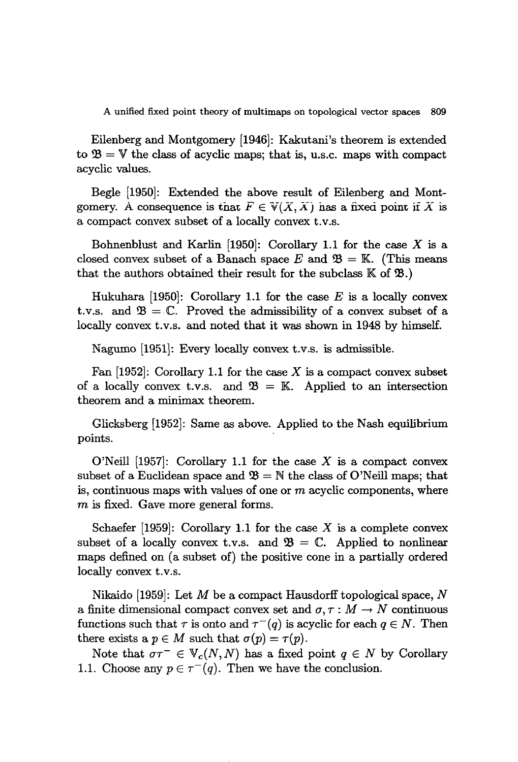Eilenberg and Montgomery [1946]: Kakutani's theorem is extended to $\mathfrak{B} = \mathbb{V}$ the class of acyclic maps; that is, u.s.c. maps with compact acyclic values.

Begle [1950]: Extended the above result of Eilenberg and Montgomery. A consequence is that $F \in \mathbb{V}(X, X)$ has a fixed point if $X$ is a compact convex subset of a locally convex t.v.s.

Bohnenblust and Karlin [1950]: Corollary 1.1 for the case $X$ is a closed convex subset of a Banach space $E$ and $\mathfrak{B} = \mathbb{K}$. (This means that the authors obtained their result for the subclass $\mathbb{K}$ of $\mathfrak{B}$.)

Hukuhara [1950]: Corollary 1.1 for the case $E$ is a locally convex t.v.s. and $\mathfrak{B} = \mathbb{C}$. Proved the admissibility of a convex subset of a locally convex t.v.s. and noted that it was shown in 1948 by himself.

Nagumo [1951]: Every locally convex t.v.s. is admissible.

Fan [1952]: Corollary 1.1 for the case $X$ is a compact convex subset of a locally convex t.v.s. and $\mathfrak{B} = \mathbb{K}$. Applied to an intersection theorem and a minimax theorem.

Glicksberg [1952]: Same as above. Applied to the Nash equilibrium points.

O'Neill [1957]: Corollary 1.1 for the case $X$ is a compact convex subset of a Euclidean space and $\mathfrak{B} = \mathbb{N}$ the class of O'Neill maps; that is, continuous maps with values of one or $m$ acyclic components, where $m$ is fixed. Gave more general forms.

Schaefer [1959]: Corollary 1.1 for the case $X$ is a complete convex subset of a locally convex t.v.s. and $\mathfrak{B} = \mathbb{C}$. Applied to nonlinear maps defined on (a subset of) the positive cone in a partially ordered locally convex t.v.s.

Nikaido [1959]: Let $M$ be a compact Hausdorff topological space, $N$ a finite dimensional compact convex set and $\sigma, \tau : M \to N$ continuous functions such that $\tau$ is onto and $\tau^{-}(q)$ is acyclic for each $q \in N$. Then there exists a $p \in M$ such that $\sigma(p) = \tau(p)$.

Note that $\sigma\tau^{-} \in \mathbb{V}_c(N, N)$ has a fixed point $q \in N$ by Corollary 1.1. Choose any $p \in \tau^{-}(q)$. Then we have the conclusion.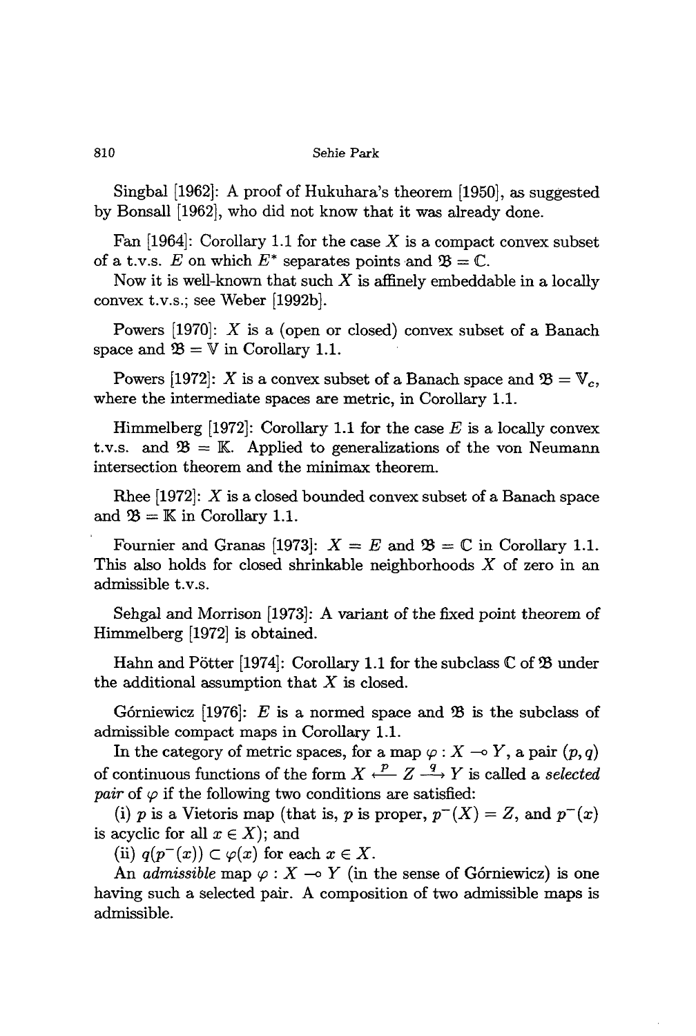Singbal [1962]: A proof of Hukuhara's theorem [1950], as suggested by Bonsall [1962], who did not know that it was already done.

Fan [1964]: Corollary 1.1 for the case $X$ is a compact convex subset of a t.v.s. $E$ on which $E^*$ separates points and $\mathfrak{B} = \mathbb{C}$.

Now it is well-known that such $X$ is affinely embeddable in a locally convex t.v.s.; see Weber [1992b].

Powers [1970]: $X$ is a (open or closed) convex subset of a Banach space and $\mathfrak{B} = \mathbb{V}$ in Corollary 1.1.

Powers [1972]: $X$ is a convex subset of a Banach space and $\mathfrak{B} = \mathbb{V}_c$, where the intermediate spaces are metric, in Corollary 1.1.

Himmelberg [1972]: Corollary 1.1 for the case $E$ is a locally convex t.v.s. and $\mathfrak{B} = \mathbb{K}$. Applied to generalizations of the von Neumann intersection theorem and the minimax theorem.

Rhee [1972]: $X$ is a closed bounded convex subset of a Banach space and $\mathfrak{B} = \mathbb{K}$ in Corollary 1.1.

Fournier and Granas [1973]: $X = E$ and $\mathfrak{B} = \mathbb{C}$ in Corollary 1.1. This also holds for closed shrinkable neighborhoods $X$ of zero in an admissible t.v.s.

Sehgal and Morrison [1973]: A variant of the fixed point theorem of Himmelberg [1972] is obtained.

Hahn and Pötter [1974]: Corollary 1.1 for the subclass $\mathbb{C}$ of $\mathfrak{B}$ under the additional assumption that $X$ is closed.

Górniewicz [1976]: $E$ is a normed space and $\mathfrak{B}$ is the subclass of admissible compact maps in Corollary 1.1.

In the category of metric spaces, for a map $\varphi : X \multimap Y$, a pair $(p, q)$ of continuous functions of the form $X \xleftarrow{p} Z \xrightarrow{q} Y$ is called a *selected pair* of $\varphi$ if the following two conditions are satisfied:

(i) $p$ is a Vietoris map (that is, $p$ is proper, $p^-(X) = Z$, and $p^-(x)$ is acyclic for all $x \in X$); and

(ii) $q(p^-(x)) \subset \varphi(x)$ for each $x \in X$.

An *admissible* map $\varphi : X \multimap Y$ (in the sense of Górniewicz) is one having such a selected pair. A composition of two admissible maps is admissible.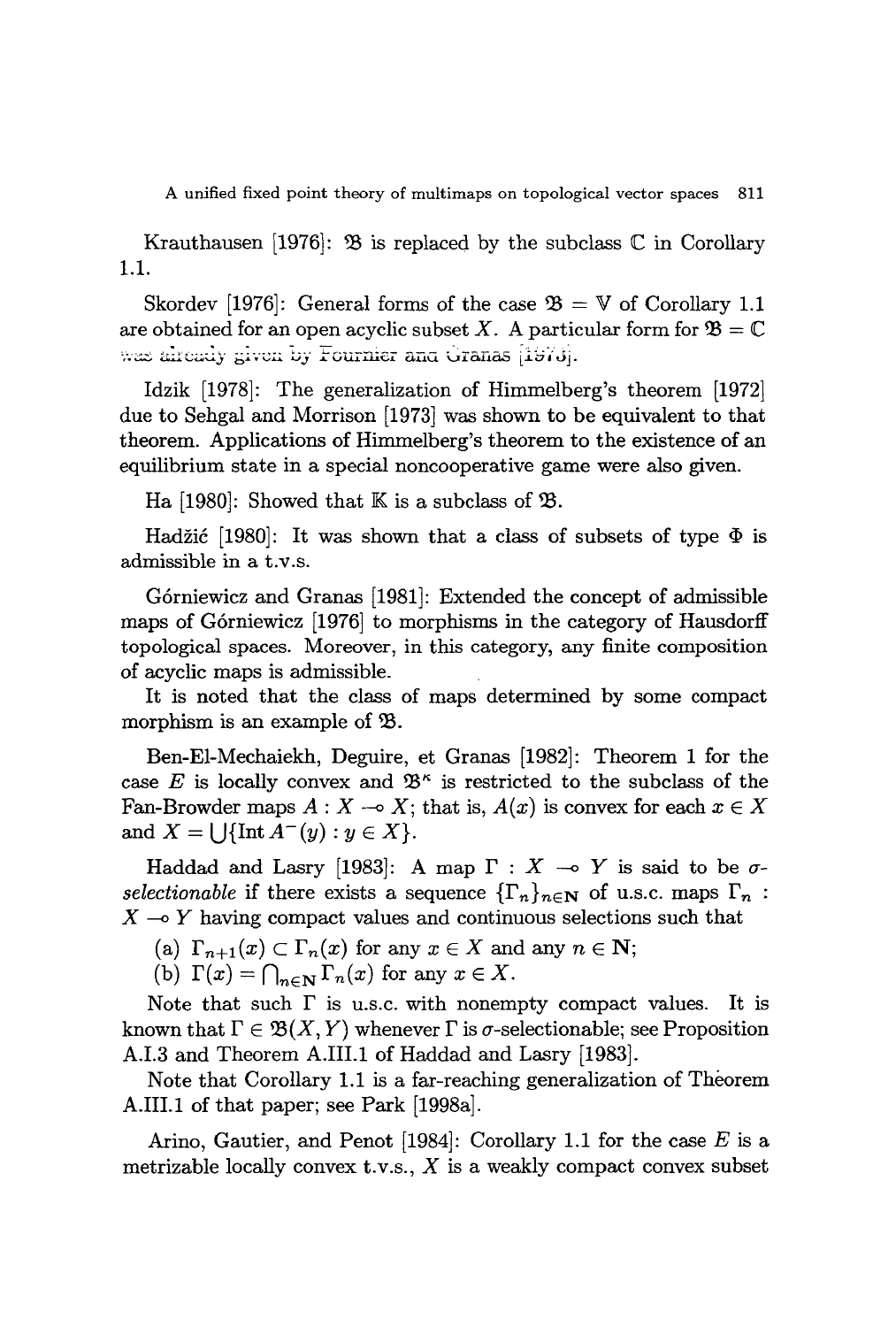Krauthausen [1976]: $\mathfrak{B}$ is replaced by the subclass $\mathbb{C}$ in Corollary 1.1.

Skordev [1976]: General forms of the case $\mathfrak{B} = \mathbb{V}$ of Corollary 1.1 are obtained for an open acyclic subset $X$. A particular form for $\mathfrak{B} = \mathbb{C}$ was already given by Fournier and Granas [1973].

Idzik [1978]: The generalization of Himmelberg's theorem [1972] due to Sehgal and Morrison [1973] was shown to be equivalent to that theorem. Applications of Himmelberg's theorem to the existence of an equilibrium state in a special noncooperative game were also given.

Ha [1980]: Showed that $\mathbb{K}$ is a subclass of $\mathfrak{B}$.

Hadžić [1980]: It was shown that a class of subsets of type $\Phi$ is admissible in a t.v.s.

Górniewicz and Granas [1981]: Extended the concept of admissible maps of Górniewicz [1976] to morphisms in the category of Hausdorff topological spaces. Moreover, in this category, any finite composition of acyclic maps is admissible.

It is noted that the class of maps determined by some compact morphism is an example of $\mathfrak{B}$.

Ben-El-Mechaiekh, Deguire, et Granas [1982]: Theorem 1 for the case $E$ is locally convex and $\mathfrak{B}^{\kappa}$ is restricted to the subclass of the Fan-Browder maps $A : X \multimap X$; that is, $A(x)$ is convex for each $x \in X$ and $X = \bigcup\{\operatorname{Int} A^{-}(y) : y \in X\}$.

Haddad and Lasry [1983]: A map $\Gamma : X \multimap Y$ is said to be *$\sigma$-selectionable* if there exists a sequence $\{\Gamma_n\}_{n \in \mathbf{N}}$ of u.s.c. maps $\Gamma_n : X \multimap Y$ having compact values and continuous selections such that

(a) $\Gamma_{n+1}(x) \subset \Gamma_n(x)$ for any $x \in X$ and any $n \in \mathbf{N}$;

(b) $\Gamma(x) = \bigcap_{n \in \mathbf{N}} \Gamma_n(x)$ for any $x \in X$.

Note that such $\Gamma$ is u.s.c. with nonempty compact values. It is known that $\Gamma \in \mathfrak{B}(X, Y)$ whenever $\Gamma$ is $\sigma$-selectionable; see Proposition A.I.3 and Theorem A.III.1 of Haddad and Lasry [1983].

Note that Corollary 1.1 is a far-reaching generalization of Theorem A.III.1 of that paper; see Park [1998a].

Arino, Gautier, and Penot [1984]: Corollary 1.1 for the case $E$ is a metrizable locally convex t.v.s., $X$ is a weakly compact convex subset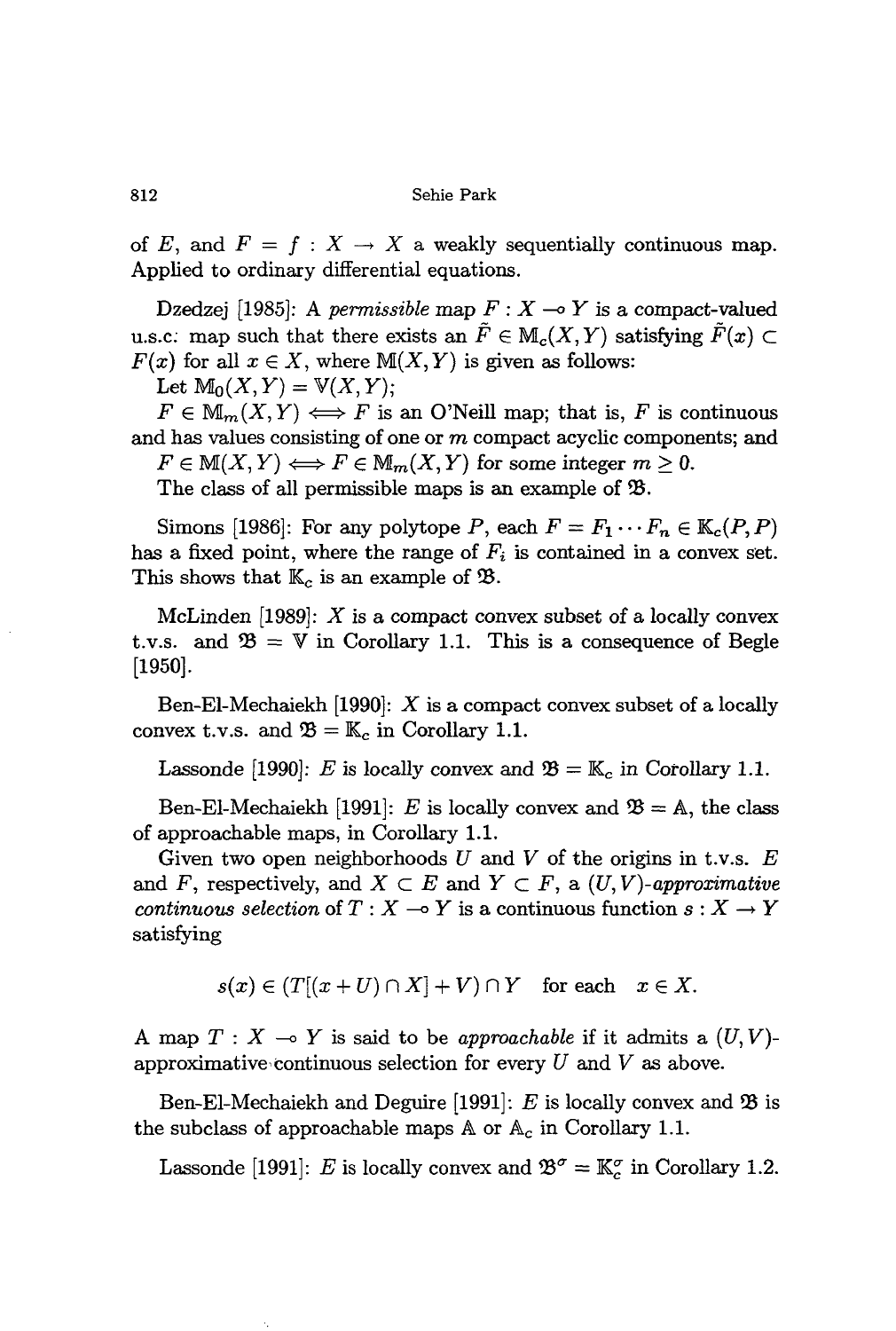of $E$, and $F = f : X \to X$ a weakly sequentially continuous map. Applied to ordinary differential equations.

Dzedzej [1985]: A *permissible* map $F : X \multimap Y$ is a compact-valued u.s.c. map such that there exists an $\tilde{F} \in \mathbb{M}_c(X, Y)$ satisfying $\tilde{F}(x) \subset F(x)$ for all $x \in X$, where $\mathbb{M}(X, Y)$ is given as follows:
Let $\mathbb{M}_0(X, Y) = \mathbb{V}(X, Y)$;
$F \in \mathbb{M}_m(X, Y) \iff F$ is an O'Neill map; that is, $F$ is continuous and has values consisting of one or $m$ compact acyclic components; and
$F \in \mathbb{M}(X, Y) \iff F \in \mathbb{M}_m(X, Y)$ for some integer $m \geq 0$.
The class of all permissible maps is an example of $\mathfrak{B}$.

Simons [1986]: For any polytope $P$, each $F = F_1 \cdots F_n \in \mathbb{K}_c(P, P)$ has a fixed point, where the range of $F_i$ is contained in a convex set. This shows that $\mathbb{K}_c$ is an example of $\mathfrak{B}$.

McLinden [1989]: $X$ is a compact convex subset of a locally convex t.v.s. and $\mathfrak{B} = \mathbb{V}$ in Corollary 1.1. This is a consequence of Begle [1950].

Ben-El-Mechaiekh [1990]: $X$ is a compact convex subset of a locally convex t.v.s. and $\mathfrak{B} = \mathbb{K}_c$ in Corollary 1.1.

Lassonde [1990]: $E$ is locally convex and $\mathfrak{B} = \mathbb{K}_c$ in Corollary 1.1.

Ben-El-Mechaiekh [1991]: $E$ is locally convex and $\mathfrak{B} = \mathbb{A}$, the class of approachable maps, in Corollary 1.1.

Given two open neighborhoods $U$ and $V$ of the origins in t.v.s. $E$ and $F$, respectively, and $X \subset E$ and $Y \subset F$, a $(U, V)$*-approximative continuous selection* of $T : X \multimap Y$ is a continuous function $s : X \to Y$ satisfying

$$s(x) \in (T[(x + U) \cap X] + V) \cap Y \quad \text{for each} \quad x \in X.$$

A map $T : X \multimap Y$ is said to be *approachable* if it admits a $(U, V)$-approximative continuous selection for every $U$ and $V$ as above.

Ben-El-Mechaiekh and Deguire [1991]: $E$ is locally convex and $\mathfrak{B}$ is the subclass of approachable maps $\mathbb{A}$ or $\mathbb{A}_c$ in Corollary 1.1.

Lassonde [1991]: $E$ is locally convex and $\mathfrak{B}^\sigma = \mathbb{K}_c^\sigma$ in Corollary 1.2.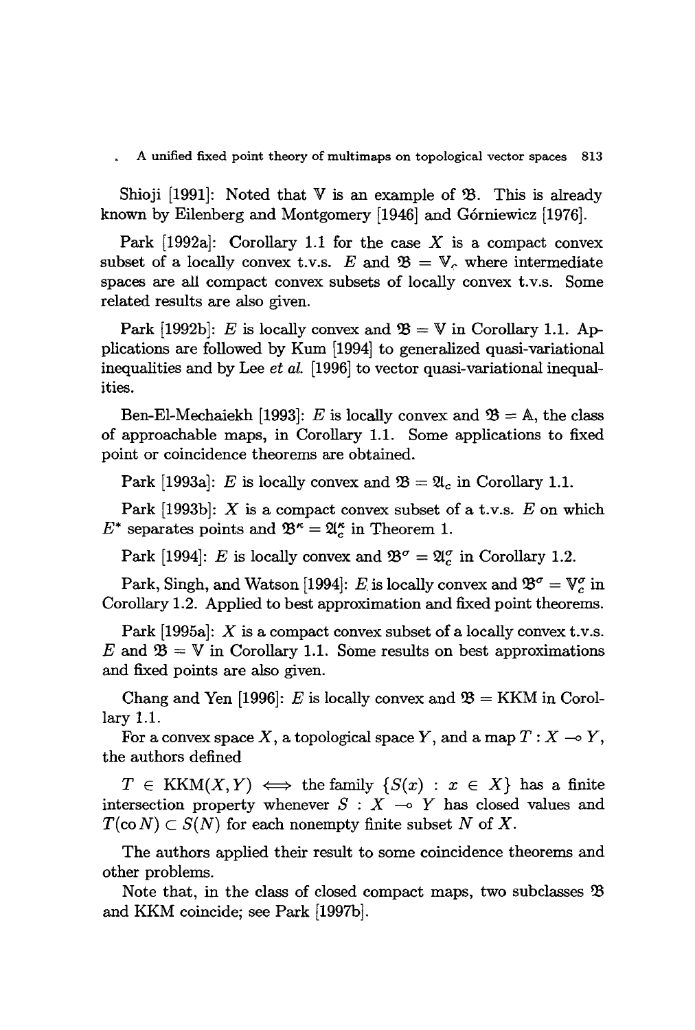Shioji [1991]: Noted that $\mathbb{V}$ is an example of $\mathfrak{B}$. This is already known by Eilenberg and Montgomery [1946] and Górniewicz [1976].

Park [1992a]: Corollary 1.1 for the case $X$ is a compact convex subset of a locally convex t.v.s. $E$ and $\mathfrak{B} = \mathbb{V}_c$ where intermediate spaces are all compact convex subsets of locally convex t.v.s. Some related results are also given.

Park [1992b]: $E$ is locally convex and $\mathfrak{B} = \mathbb{V}$ in Corollary 1.1. Applications are followed by Kum [1994] to generalized quasi-variational inequalities and by Lee *et al.* [1996] to vector quasi-variational inequalities.

Ben-El-Mechaiekh [1993]: $E$ is locally convex and $\mathfrak{B} = \mathbb{A}$, the class of approachable maps, in Corollary 1.1. Some applications to fixed point or coincidence theorems are obtained.

Park [1993a]: $E$ is locally convex and $\mathfrak{B} = \mathfrak{A}_c$ in Corollary 1.1.

Park [1993b]: $X$ is a compact convex subset of a t.v.s. $E$ on which $E^*$ separates points and $\mathfrak{B}^\kappa = \mathfrak{A}_c^\kappa$ in Theorem 1.

Park [1994]: $E$ is locally convex and $\mathfrak{B}^\sigma = \mathfrak{A}_c^\sigma$ in Corollary 1.2.

Park, Singh, and Watson [1994]: $E$ is locally convex and $\mathfrak{B}^\sigma = \mathbb{V}_c^\sigma$ in Corollary 1.2. Applied to best approximation and fixed point theorems.

Park [1995a]: $X$ is a compact convex subset of a locally convex t.v.s. $E$ and $\mathfrak{B} = \mathbb{V}$ in Corollary 1.1. Some results on best approximations and fixed points are also given.

Chang and Yen [1996]: $E$ is locally convex and $\mathfrak{B} = \mathrm{KKM}$ in Corollary 1.1.

For a convex space $X$, a topological space $Y$, and a map $T : X \multimap Y$, the authors defined

$T \in \mathrm{KKM}(X, Y) \iff$ the family $\{S(x) : x \in X\}$ has a finite intersection property whenever $S : X \multimap Y$ has closed values and $T(\mathrm{co}\, N) \subset S(N)$ for each nonempty finite subset $N$ of $X$.

The authors applied their result to some coincidence theorems and other problems.

Note that, in the class of closed compact maps, two subclasses $\mathfrak{B}$ and KKM coincide; see Park [1997b].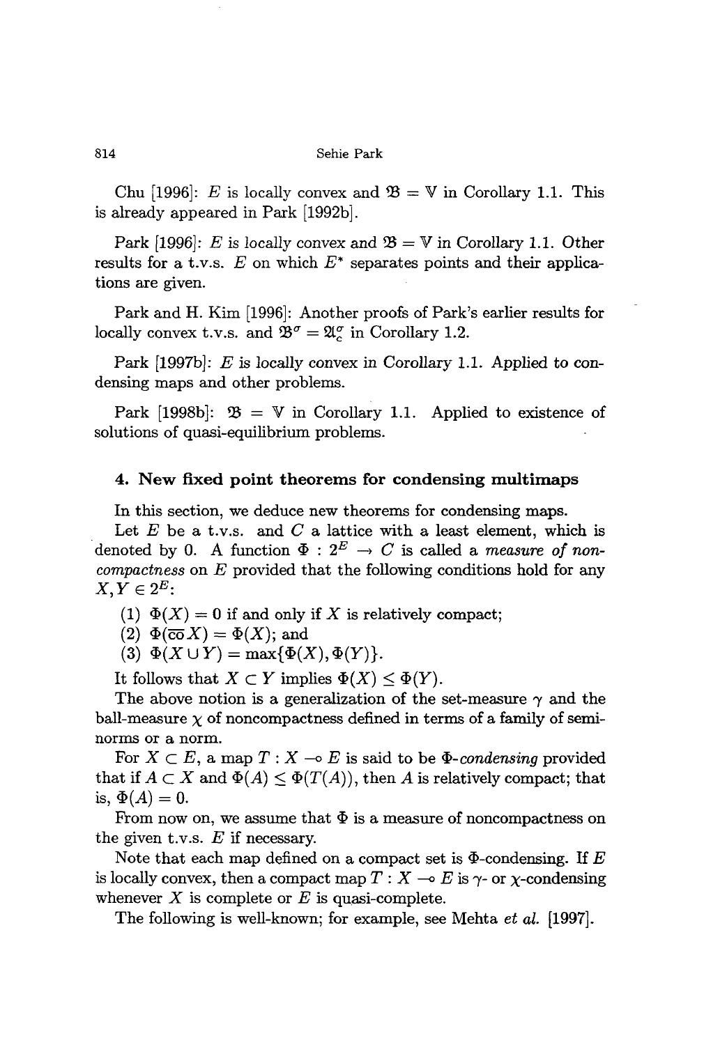Chu [1996]: $E$ is locally convex and $\mathfrak{B} = \mathbb{V}$ in Corollary 1.1. This is already appeared in Park [1992b].

Park [1996]: $E$ is locally convex and $\mathfrak{B} = \mathbb{V}$ in Corollary 1.1. Other results for a t.v.s. $E$ on which $E^*$ separates points and their applications are given.

Park and H. Kim [1996]: Another proofs of Park's earlier results for locally convex t.v.s. and $\mathfrak{B}^\sigma = \mathfrak{A}_c^\sigma$ in Corollary 1.2.

Park [1997b]: $E$ is locally convex in Corollary 1.1. Applied to condensing maps and other problems.

Park [1998b]: $\mathfrak{B} = \mathbb{V}$ in Corollary 1.1. Applied to existence of solutions of quasi-equilibrium problems.

## 4. New fixed point theorems for condensing multimaps

In this section, we deduce new theorems for condensing maps.

Let $E$ be a t.v.s. and $C$ a lattice with a least element, which is denoted by 0. A function $\Phi : 2^E \to C$ is called a *measure of noncompactness* on $E$ provided that the following conditions hold for any $X, Y \in 2^E$:

(1) $\Phi(X) = 0$ if and only if $X$ is relatively compact;

(2) $\Phi(\overline{\text{co}}\, X) = \Phi(X)$; and

(3) $\Phi(X \cup Y) = \max\{\Phi(X), \Phi(Y)\}$.

It follows that $X \subset Y$ implies $\Phi(X) \leq \Phi(Y)$.

The above notion is a generalization of the set-measure $\gamma$ and the ball-measure $\chi$ of noncompactness defined in terms of a family of seminorms or a norm.

For $X \subset E$, a map $T : X \multimap E$ is said to be *$\Phi$-condensing* provided that if $A \subset X$ and $\Phi(A) \leq \Phi(T(A))$, then $A$ is relatively compact; that is, $\Phi(A) = 0$.

From now on, we assume that $\Phi$ is a measure of noncompactness on the given t.v.s. $E$ if necessary.

Note that each map defined on a compact set is $\Phi$-condensing. If $E$ is locally convex, then a compact map $T : X \multimap E$ is $\gamma$- or $\chi$-condensing whenever $X$ is complete or $E$ is quasi-complete.

The following is well-known; for example, see Mehta *et al.* [1997].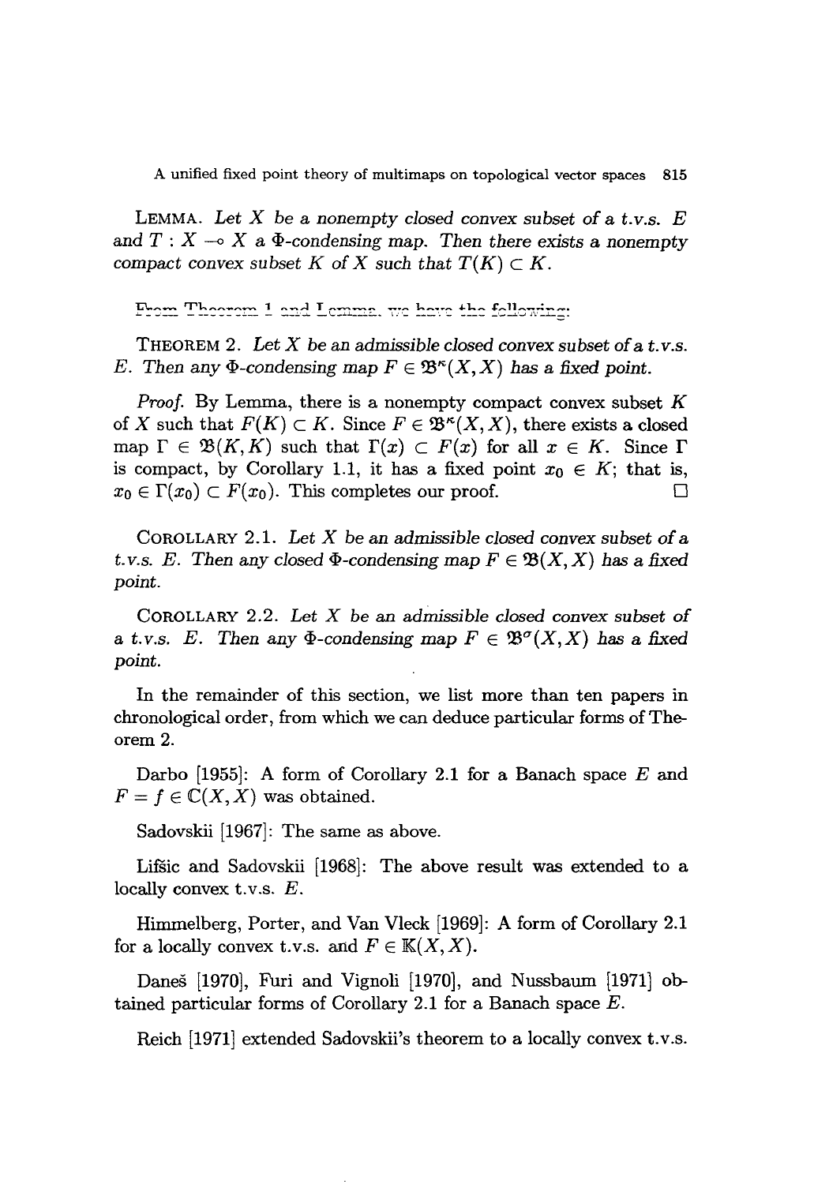LEMMA. *Let $X$ be a nonempty closed convex subset of a t.v.s. $E$ and $T : X \multimap X$ a $\Phi$-condensing map. Then there exists a nonempty compact convex subset $K$ of $X$ such that $T(K) \subset K$.*

From Theorem 1 and Lemma, we have the following:

THEOREM 2. *Let $X$ be an admissible closed convex subset of a t.v.s. $E$. Then any $\Phi$-condensing map $F \in \mathfrak{B}^{\kappa}(X, X)$ has a fixed point.*

*Proof.* By Lemma, there is a nonempty compact convex subset $K$ of $X$ such that $F(K) \subset K$. Since $F \in \mathfrak{B}^{\kappa}(X, X)$, there exists a closed map $\Gamma \in \mathfrak{B}(K, K)$ such that $\Gamma(x) \subset F(x)$ for all $x \in K$. Since $\Gamma$ is compact, by Corollary 1.1, it has a fixed point $x_0 \in K$; that is, $x_0 \in \Gamma(x_0) \subset F(x_0)$. This completes our proof. □

COROLLARY 2.1. *Let $X$ be an admissible closed convex subset of a t.v.s. $E$. Then any closed $\Phi$-condensing map $F \in \mathfrak{B}(X, X)$ has a fixed point.*

COROLLARY 2.2. *Let $X$ be an admissible closed convex subset of a t.v.s. $E$. Then any $\Phi$-condensing map $F \in \mathfrak{B}^{\sigma}(X, X)$ has a fixed point.*

In the remainder of this section, we list more than ten papers in chronological order, from which we can deduce particular forms of Theorem 2.

Darbo [1955]: A form of Corollary 2.1 for a Banach space $E$ and $F = f \in \mathbb{C}(X, X)$ was obtained.

Sadovskii [1967]: The same as above.

Lifšic and Sadovskii [1968]: The above result was extended to a locally convex t.v.s. $E$.

Himmelberg, Porter, and Van Vleck [1969]: A form of Corollary 2.1 for a locally convex t.v.s. and $F \in \mathbb{K}(X, X)$.

Daneš [1970], Furi and Vignoli [1970], and Nussbaum [1971] obtained particular forms of Corollary 2.1 for a Banach space $E$.

Reich [1971] extended Sadovskii's theorem to a locally convex t.v.s.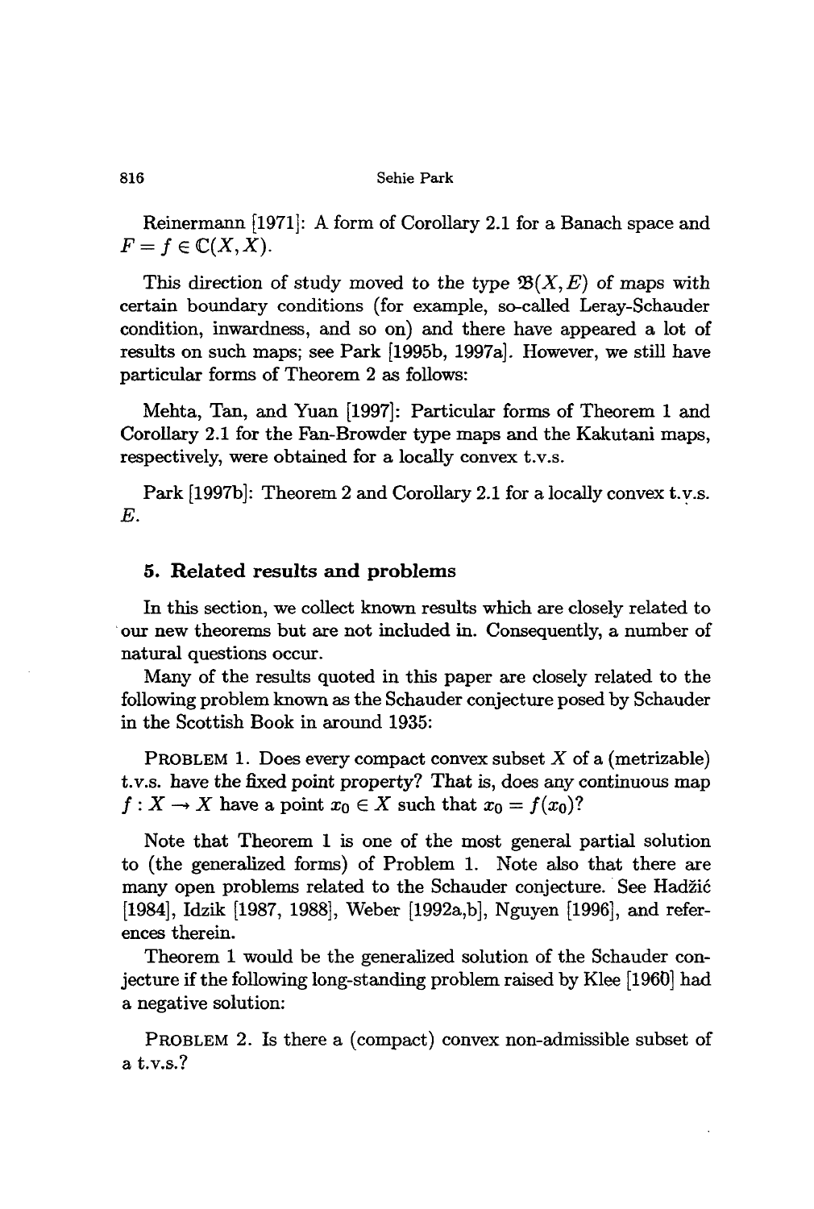Reinermann [1971]: A form of Corollary 2.1 for a Banach space and $F = f \in \mathbb{C}(X, X)$.

This direction of study moved to the type $\mathfrak{B}(X, E)$ of maps with certain boundary conditions (for example, so-called Leray-Schauder condition, inwardness, and so on) and there have appeared a lot of results on such maps; see Park [1995b, 1997a]. However, we still have particular forms of Theorem 2 as follows:

Mehta, Tan, and Yuan [1997]: Particular forms of Theorem 1 and Corollary 2.1 for the Fan-Browder type maps and the Kakutani maps, respectively, were obtained for a locally convex t.v.s.

Park [1997b]: Theorem 2 and Corollary 2.1 for a locally convex t.v.s. $E$.

## 5. Related results and problems

In this section, we collect known results which are closely related to our new theorems but are not included in. Consequently, a number of natural questions occur.

Many of the results quoted in this paper are closely related to the following problem known as the Schauder conjecture posed by Schauder in the Scottish Book in around 1935:

PROBLEM 1. Does every compact convex subset $X$ of a (metrizable) t.v.s. have the fixed point property? That is, does any continuous map $f : X \to X$ have a point $x_0 \in X$ such that $x_0 = f(x_0)$?

Note that Theorem 1 is one of the most general partial solution to (the generalized forms) of Problem 1. Note also that there are many open problems related to the Schauder conjecture. See Hadžić [1984], Idzik [1987, 1988], Weber [1992a,b], Nguyen [1996], and references therein.

Theorem 1 would be the generalized solution of the Schauder conjecture if the following long-standing problem raised by Klee [1960] had a negative solution:

PROBLEM 2. Is there a (compact) convex non-admissible subset of a t.v.s.?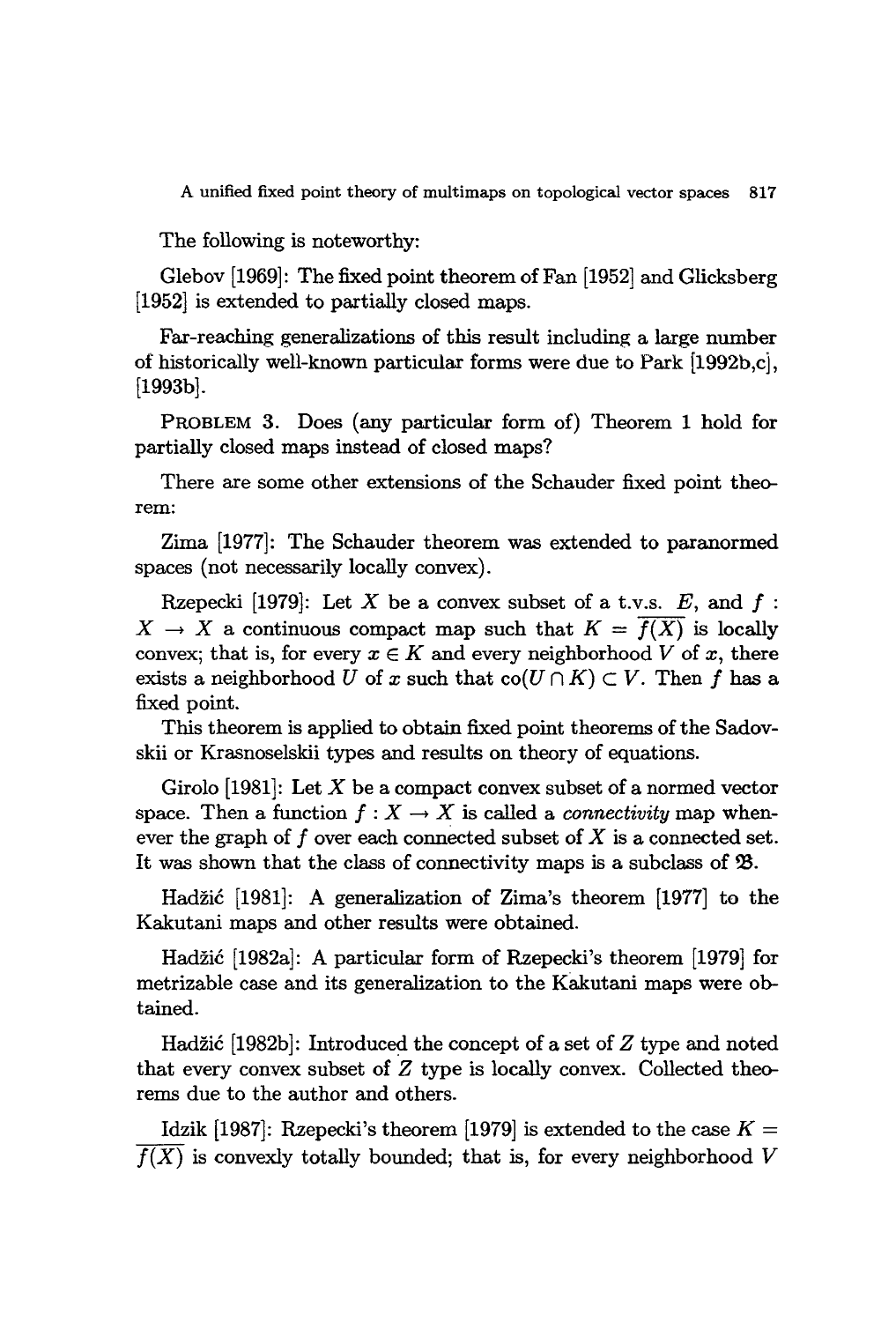The following is noteworthy:

Glebov [1969]: The fixed point theorem of Fan [1952] and Glicksberg [1952] is extended to partially closed maps.

Far-reaching generalizations of this result including a large number of historically well-known particular forms were due to Park [1992b,c], [1993b].

PROBLEM 3. Does (any particular form of) Theorem 1 hold for partially closed maps instead of closed maps?

There are some other extensions of the Schauder fixed point theorem:

Zima [1977]: The Schauder theorem was extended to paranormed spaces (not necessarily locally convex).

Rzepecki [1979]: Let $X$ be a convex subset of a t.v.s. $E$, and $f : X \to X$ a continuous compact map such that $K = \overline{f(X)}$ is locally convex; that is, for every $x \in K$ and every neighborhood $V$ of $x$, there exists a neighborhood $U$ of $x$ such that $\mathrm{co}(U \cap K) \subset V$. Then $f$ has a fixed point.

This theorem is applied to obtain fixed point theorems of the Sadovskii or Krasnoselskii types and results on theory of equations.

Girolo [1981]: Let $X$ be a compact convex subset of a normed vector space. Then a function $f : X \to X$ is called a *connectivity* map whenever the graph of $f$ over each connected subset of $X$ is a connected set. It was shown that the class of connectivity maps is a subclass of $\mathfrak{B}$.

Hadžić [1981]: A generalization of Zima's theorem [1977] to the Kakutani maps and other results were obtained.

Hadžić [1982a]: A particular form of Rzepecki's theorem [1979] for metrizable case and its generalization to the Kakutani maps were obtained.

Hadžić [1982b]: Introduced the concept of a set of $Z$ type and noted that every convex subset of $Z$ type is locally convex. Collected theorems due to the author and others.

Idzik [1987]: Rzepecki's theorem [1979] is extended to the case $K = \overline{f(X)}$ is convexly totally bounded; that is, for every neighborhood $V$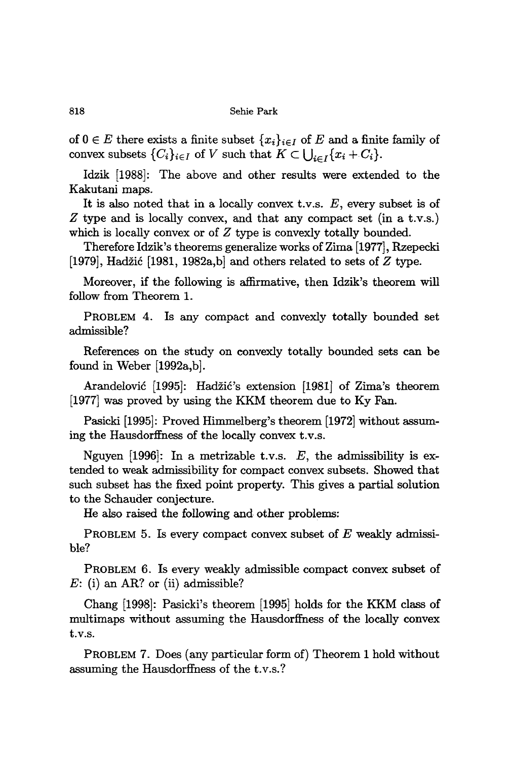of $0 \in E$ there exists a finite subset $\{x_i\}_{i \in I}$ of $E$ and a finite family of convex subsets $\{C_i\}_{i \in I}$ of $V$ such that $K \subset \bigcup_{i \in I}\{x_i + C_i\}$.

Idzik [1988]: The above and other results were extended to the Kakutani maps.

It is also noted that in a locally convex t.v.s. $E$, every subset is of $Z$ type and is locally convex, and that any compact set (in a t.v.s.) which is locally convex or of $Z$ type is convexly totally bounded.

Therefore Idzik's theorems generalize works of Zima [1977], Rzepecki [1979], Hadžić [1981, 1982a,b] and others related to sets of $Z$ type.

Moreover, if the following is affirmative, then Idzik's theorem will follow from Theorem 1.

PROBLEM 4. Is any compact and convexly totally bounded set admissible?

References on the study on convexly totally bounded sets can be found in Weber [1992a,b].

Arandelović [1995]: Hadžić's extension [1981] of Zima's theorem [1977] was proved by using the KKM theorem due to Ky Fan.

Pasicki [1995]: Proved Himmelberg's theorem [1972] without assuming the Hausdorffness of the locally convex t.v.s.

Nguyen [1996]: In a metrizable t.v.s. $E$, the admissibility is extended to weak admissibility for compact convex subsets. Showed that such subset has the fixed point property. This gives a partial solution to the Schauder conjecture.

He also raised the following and other problems:

PROBLEM 5. Is every compact convex subset of $E$ weakly admissible?

PROBLEM 6. Is every weakly admissible compact convex subset of $E$: (i) an AR? or (ii) admissible?

Chang [1998]: Pasicki's theorem [1995] holds for the KKM class of multimaps without assuming the Hausdorffness of the locally convex t.v.s.

PROBLEM 7. Does (any particular form of) Theorem 1 hold without assuming the Hausdorffness of the t.v.s.?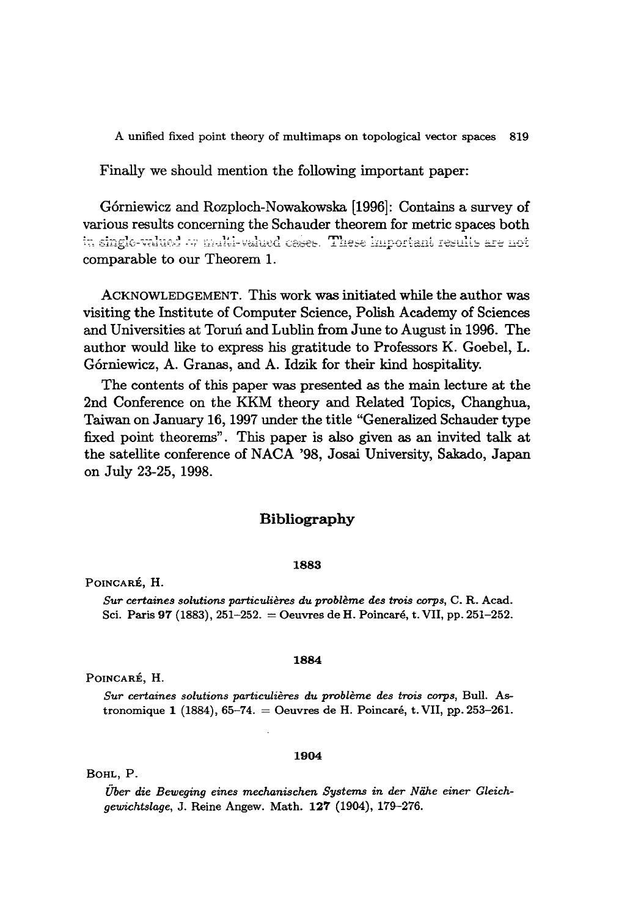Finally we should mention the following important paper:

Górniewicz and Rozploch-Nowakowska [1996]: Contains a survey of various results concerning the Schauder theorem for metric spaces both in single-valued or multi-valued cases. These important results are not comparable to our Theorem 1.

ACKNOWLEDGEMENT. This work was initiated while the author was visiting the Institute of Computer Science, Polish Academy of Sciences and Universities at Toruń and Lublin from June to August in 1996. The author would like to express his gratitude to Professors K. Goebel, L. Górniewicz, A. Granas, and A. Idzik for their kind hospitality.

The contents of this paper was presented as the main lecture at the 2nd Conference on the KKM theory and Related Topics, Changhua, Taiwan on January 16, 1997 under the title "Generalized Schauder type fixed point theorems". This paper is also given as an invited talk at the satellite conference of NACA '98, Josai University, Sakado, Japan on July 23-25, 1998.

## Bibliography

**1883**

POINCARÉ, H.

*Sur certaines solutions particulières du problème des trois corps*, C. R. Acad. Sci. Paris **97** (1883), 251–252. = Oeuvres de H. Poincaré, t. VII, pp. 251–252.

**1884**

POINCARÉ, H.

*Sur certaines solutions particulières du problème des trois corps*, Bull. Astronomique **1** (1884), 65–74. = Oeuvres de H. Poincaré, t. VII, pp. 253–261.

**1904**

BOHL, P.

*Über die Beweging eines mechanischen Systems in der Nähe einer Gleichgewichtslage*, J. Reine Angew. Math. **127** (1904), 179–276.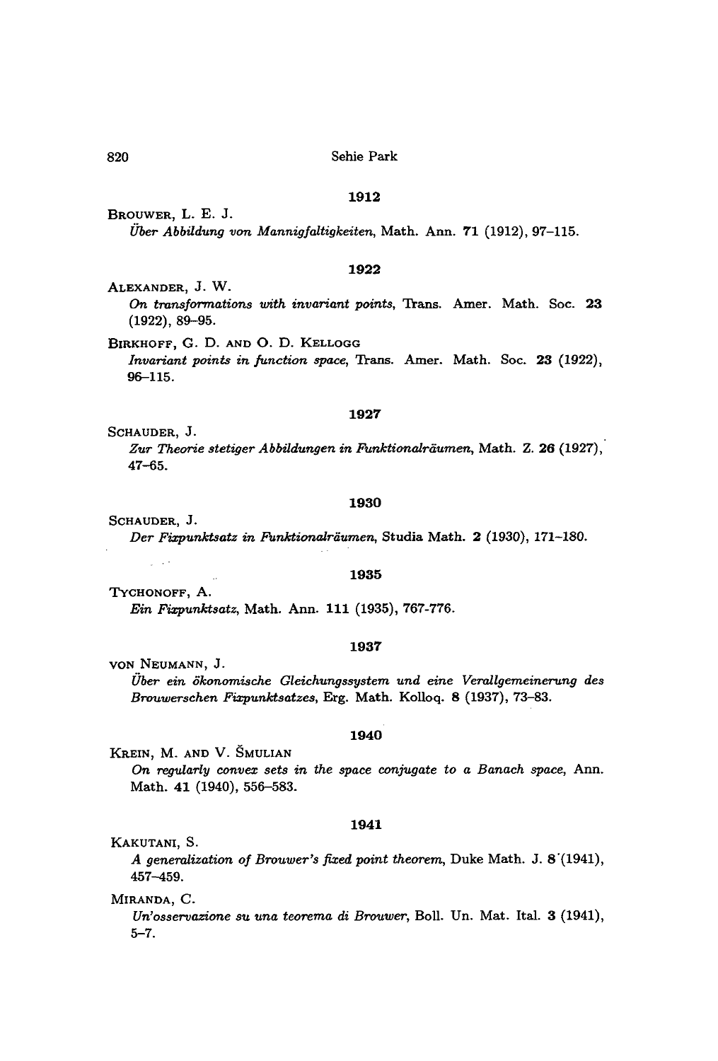### 1912

BROUWER, L. E. J.

*Über Abbildung von Mannigfaltigkeiten*, Math. Ann. **71** (1912), 97–115.

### 1922

ALEXANDER, J. W.

*On transformations with invariant points*, Trans. Amer. Math. Soc. **23** (1922), 89–95.

BIRKHOFF, G. D. AND O. D. KELLOGG

*Invariant points in function space*, Trans. Amer. Math. Soc. **23** (1922), 96–115.

### 1927

SCHAUDER, J.

*Zur Theorie stetiger Abbildungen in Funktionalräumen*, Math. Z. **26** (1927), 47–65.

### 1930

SCHAUDER, J.

*Der Fixpunktsatz in Funktionalräumen*, Studia Math. **2** (1930), 171–180.

### 1935

TYCHONOFF, A.

*Ein Fixpunktsatz*, Math. Ann. **111** (1935), 767-776.

### 1937

VON NEUMANN, J.

*Über ein ökonomische Gleichungssystem und eine Verallgemeinerung des Brouwerschen Fixpunktsatzes*, Erg. Math. Kolloq. **8** (1937), 73–83.

### 1940

KREIN, M. AND V. ŠMULIAN

*On regularly convex sets in the space conjugate to a Banach space*, Ann. Math. **41** (1940), 556–583.

### 1941

KAKUTANI, S.

*A generalization of Brouwer's fixed point theorem*, Duke Math. J. **8** (1941), 457–459.

MIRANDA, C.

*Un'osservazione su una teorema di Brouwer*, Boll. Un. Mat. Ital. **3** (1941), 5–7.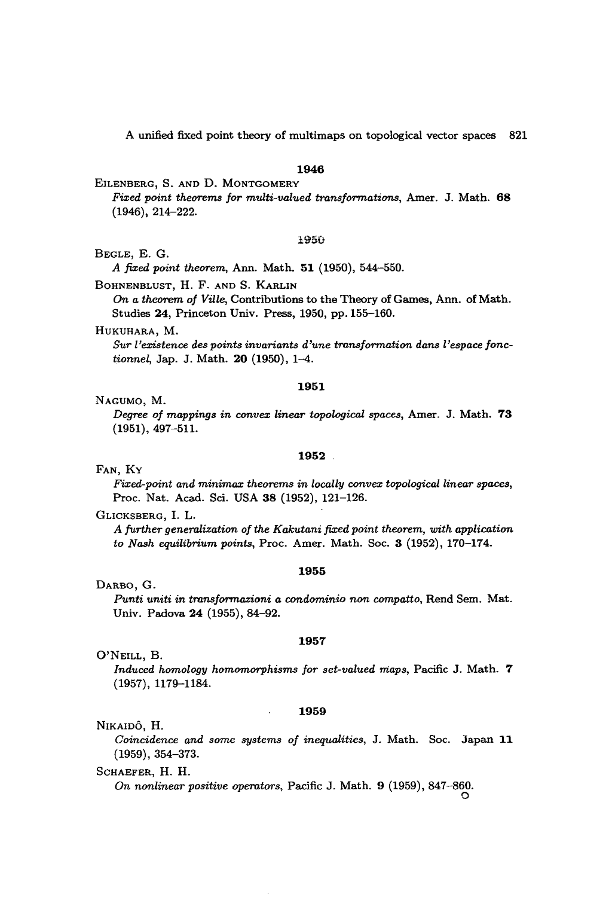**1946**

Eilenberg, S. and D. Montgomery

*Fixed point theorems for multi-valued transformations*, Amer. J. Math. **68** (1946), 214–222.

**1950**

Begle, E. G.

*A fixed point theorem*, Ann. Math. **51** (1950), 544–550.

Bohnenblust, H. F. and S. Karlin

*On a theorem of Ville*, Contributions to the Theory of Games, Ann. of Math. Studies **24**, Princeton Univ. Press, 1950, pp. 155–160.

Hukuhara, M.

*Sur l'existence des points invariants d'une transformation dans l'espace fonctionnel*, Jap. J. Math. **20** (1950), 1–4.

**1951**

Nagumo, M.

*Degree of mappings in convex linear topological spaces*, Amer. J. Math. **73** (1951), 497–511.

**1952**

Fan, Ky

*Fixed-point and minimax theorems in locally convex topological linear spaces*, Proc. Nat. Acad. Sci. USA **38** (1952), 121–126.

Glicksberg, I. L.

*A further generalization of the Kakutani fixed point theorem, with application to Nash equilibrium points*, Proc. Amer. Math. Soc. **3** (1952), 170–174.

**1955**

Darbo, G.

*Punti uniti in transformazioni a condominio non compatto*, Rend Sem. Mat. Univ. Padova **24** (1955), 84–92.

**1957**

O'Neill, B.

*Induced homology homomorphisms for set-valued maps*, Pacific J. Math. **7** (1957), 1179–1184.

**1959**

Nikaidô, H.

*Coincidence and some systems of inequalities*, J. Math. Soc. Japan **11** (1959), 354–373.

Schaefer, H. H.

*On nonlinear positive operators*, Pacific J. Math. **9** (1959), 847–860.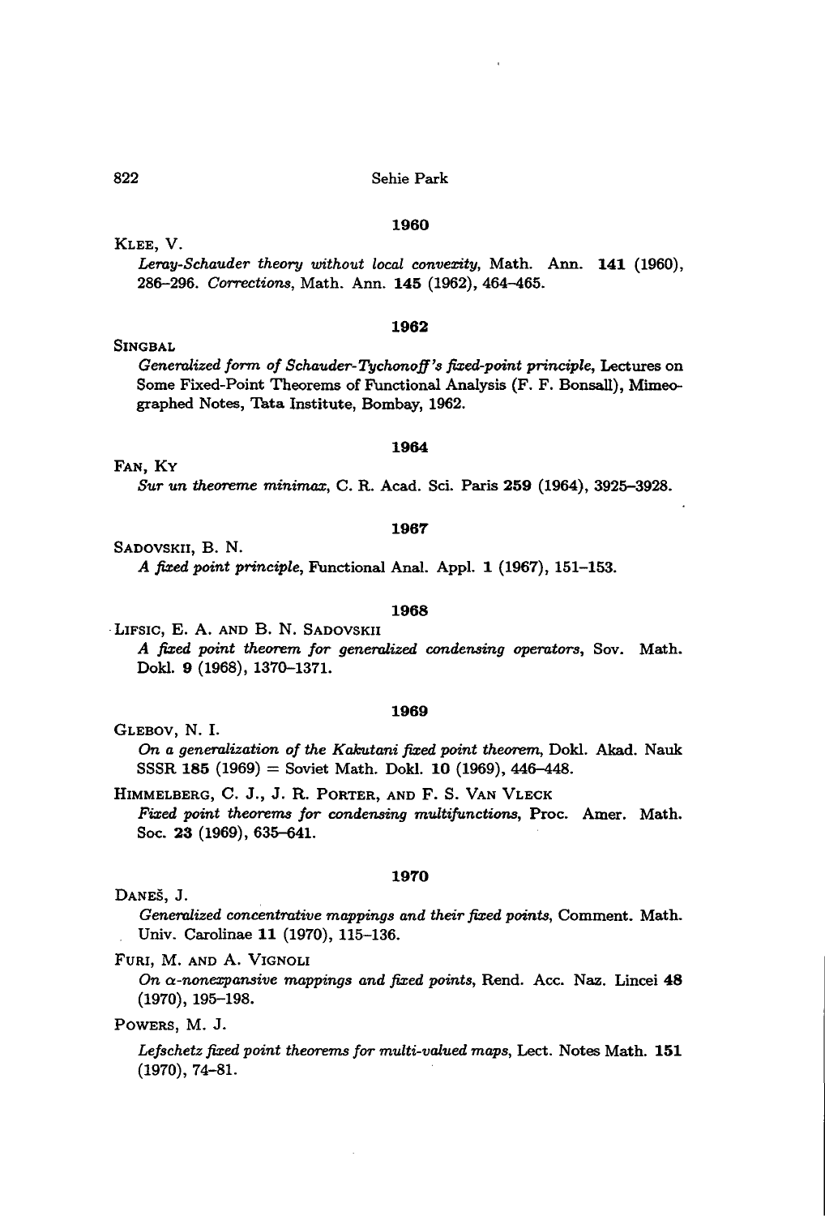**1960**

KLEE, V.

*Leray-Schauder theory without local convexity*, Math. Ann. **141** (1960), 286–296. *Corrections*, Math. Ann. **145** (1962), 464–465.

**1962**

SINGBAL

*Generalized form of Schauder-Tychonoff's fixed-point principle*, Lectures on Some Fixed-Point Theorems of Functional Analysis (F. F. Bonsall), Mimeographed Notes, Tata Institute, Bombay, 1962.

**1964**

FAN, KY

*Sur un theoreme minimax*, C. R. Acad. Sci. Paris **259** (1964), 3925–3928.

**1967**

SADOVSKII, B. N.

*A fixed point principle*, Functional Anal. Appl. **1** (1967), 151–153.

**1968**

LIFSIC, E. A. AND B. N. SADOVSKII

*A fixed point theorem for generalized condensing operators*, Sov. Math. Dokl. **9** (1968), 1370–1371.

**1969**

GLEBOV, N. I.

*On a generalization of the Kakutani fixed point theorem*, Dokl. Akad. Nauk SSSR **185** (1969) = Soviet Math. Dokl. **10** (1969), 446–448.

HIMMELBERG, C. J., J. R. PORTER, AND F. S. VAN VLECK

*Fixed point theorems for condensing multifunctions*, Proc. Amer. Math. Soc. **23** (1969), 635–641.

**1970**

DANEŠ, J.

*Generalized concentrative mappings and their fixed points*, Comment. Math. Univ. Carolinae **11** (1970), 115–136.

FURI, M. AND A. VIGNOLI

*On $\alpha$-nonexpansive mappings and fixed points*, Rend. Acc. Naz. Lincei **48** (1970), 195–198.

POWERS, M. J.

*Lefschetz fixed point theorems for multi-valued maps*, Lect. Notes Math. **151** (1970), 74–81.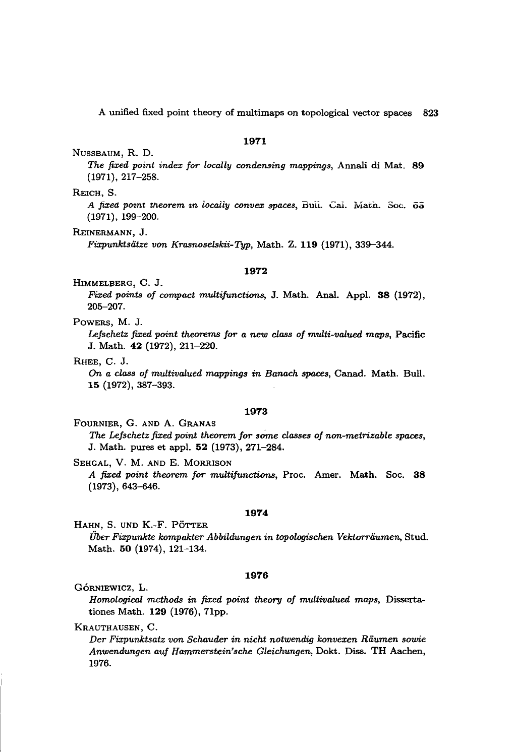**1971**

Nussbaum, R. D.
*The fixed point index for locally condensing mappings*, Annali di Mat. **89** (1971), 217–258.

Reich, S.
*A fixed point theorem in locally convex spaces*, Bull. Cal. Math. Soc. **63** (1971), 199–200.

Reinermann, J.
*Fixpunktsätze von Krasnoselskii-Typ*, Math. Z. **119** (1971), 339–344.

**1972**

Himmelberg, C. J.
*Fixed points of compact multifunctions*, J. Math. Anal. Appl. **38** (1972), 205–207.

Powers, M. J.
*Lefschetz fixed point theorems for a new class of multi-valued maps*, Pacific J. Math. **42** (1972), 211–220.

Rhee, C. J.
*On a class of multivalued mappings in Banach spaces*, Canad. Math. Bull. **15** (1972), 387–393.

**1973**

Fournier, G. and A. Granas
*The Lefschetz fixed point theorem for some classes of non-metrizable spaces*, J. Math. pures et appl. **52** (1973), 271–284.

Sehgal, V. M. and E. Morrison
*A fixed point theorem for multifunctions*, Proc. Amer. Math. Soc. **38** (1973), 643–646.

**1974**

Hahn, S. und K.-F. Pötter
*Über Fixpunkte kompakter Abbildungen in topologischen Vektorräumen*, Stud. Math. **50** (1974), 121–134.

**1976**

Górniewicz, L.
*Homological methods in fixed point theory of multivalued maps*, Dissertationes Math. **129** (1976), 71pp.

Krauthausen, C.
*Der Fixpunktsatz von Schauder in nicht notwendig konvexen Räumen sowie Anwendungen auf Hammerstein'sche Gleichungen*, Dokt. Diss. TH Aachen, 1976.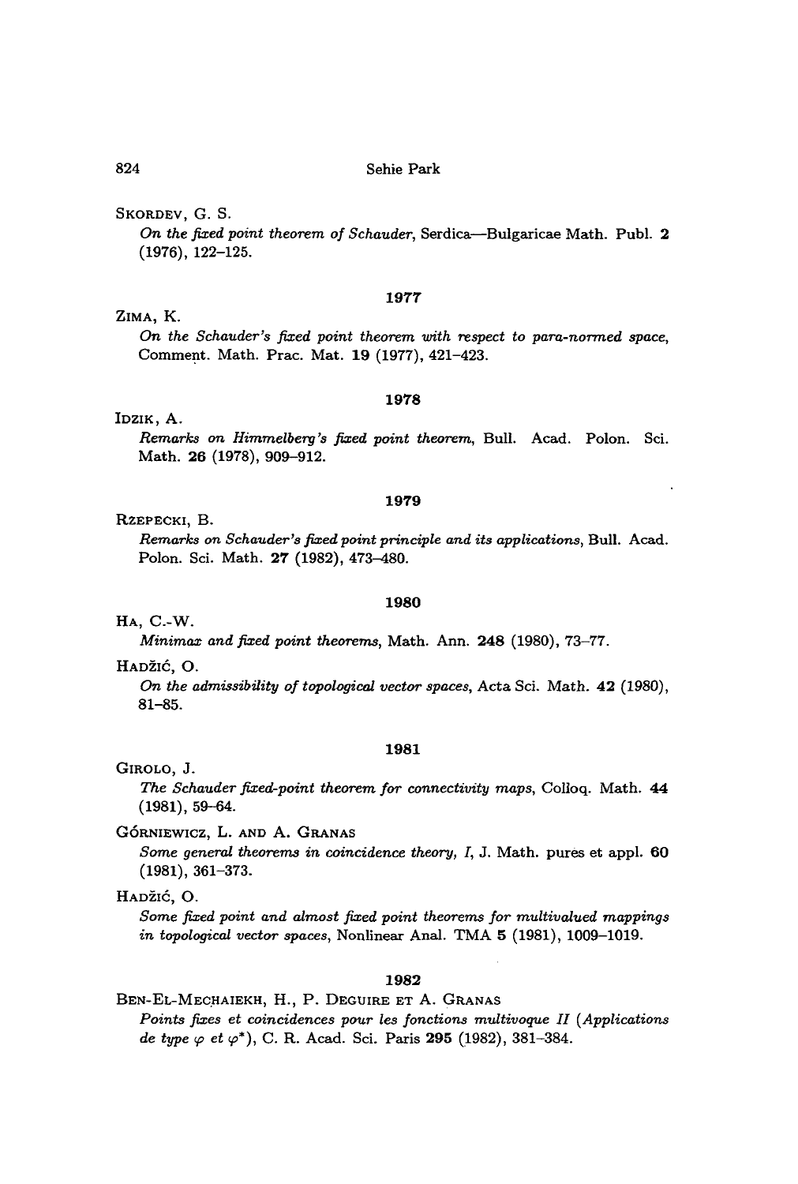SKORDEV, G. S.

*On the fixed point theorem of Schauder*, Serdica—Bulgaricae Math. Publ. **2** (1976), 122–125.

### 1977

ZIMA, K.

*On the Schauder's fixed point theorem with respect to para-normed space*, Comment. Math. Prac. Mat. **19** (1977), 421–423.

### 1978

IDZIK, A.

*Remarks on Himmelberg's fixed point theorem*, Bull. Acad. Polon. Sci. Math. **26** (1978), 909–912.

### 1979

RZEPECKI, B.

*Remarks on Schauder's fixed point principle and its applications*, Bull. Acad. Polon. Sci. Math. **27** (1982), 473–480.

### 1980

HA, C.-W.

*Minimax and fixed point theorems*, Math. Ann. **248** (1980), 73–77.

HADŽIĆ, O.

*On the admissibility of topological vector spaces*, Acta Sci. Math. **42** (1980), 81–85.

### 1981

GIROLO, J.

*The Schauder fixed-point theorem for connectivity maps*, Colloq. Math. **44** (1981), 59–64.

GÓRNIEWICZ, L. AND A. GRANAS

*Some general theorems in coincidence theory, I*, J. Math. pures et appl. **60** (1981), 361–373.

HADŽIĆ, O.

*Some fixed point and almost fixed point theorems for multivalued mappings in topological vector spaces*, Nonlinear Anal. TMA **5** (1981), 1009–1019.

### 1982

BEN-EL-MECHAIEKH, H., P. DEGUIRE ET A. GRANAS

*Points fixes et coincidences pour les fonctions multivoque II (Applications de type $\varphi$ et $\varphi^*$)*, C. R. Acad. Sci. Paris **295** (1982), 381–384.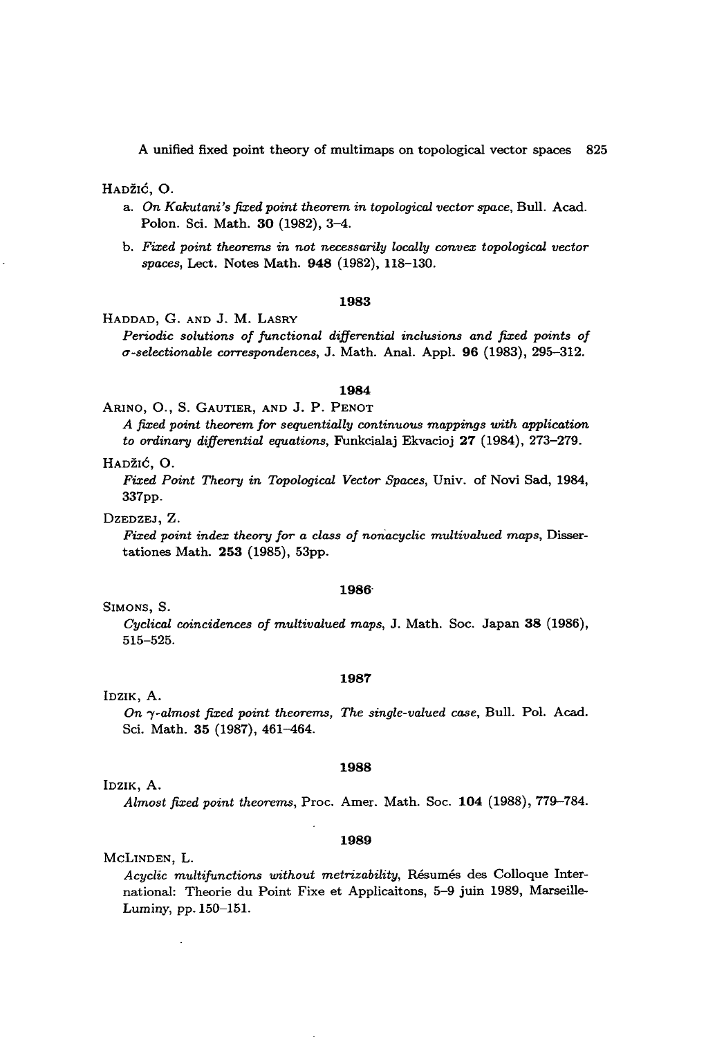HADŽIĆ, O.

a. *On Kakutani's fixed point theorem in topological vector space*, Bull. Acad. Polon. Sci. Math. **30** (1982), 3–4.

b. *Fixed point theorems in not necessarily locally convex topological vector spaces*, Lect. Notes Math. **948** (1982), 118–130.

### 1983

HADDAD, G. AND J. M. LASRY

*Periodic solutions of functional differential inclusions and fixed points of $\sigma$-selectionable correspondences*, J. Math. Anal. Appl. **96** (1983), 295–312.

### 1984

ARINO, O., S. GAUTIER, AND J. P. PENOT

*A fixed point theorem for sequentially continuous mappings with application to ordinary differential equations*, Funkcialaj Ekvacioj **27** (1984), 273–279.

HADŽIĆ, O.

*Fixed Point Theory in Topological Vector Spaces*, Univ. of Novi Sad, 1984, 337pp.

DZEDZEJ, Z.

*Fixed point index theory for a class of nonacyclic multivalued maps*, Dissertationes Math. **253** (1985), 53pp.

### 1986

SIMONS, S.

*Cyclical coincidences of multivalued maps*, J. Math. Soc. Japan **38** (1986), 515–525.

### 1987

IDZIK, A.

*On $\gamma$-almost fixed point theorems, The single-valued case*, Bull. Pol. Acad. Sci. Math. **35** (1987), 461–464.

### 1988

IDZIK, A.

*Almost fixed point theorems*, Proc. Amer. Math. Soc. **104** (1988), 779–784.

### 1989

MCLINDEN, L.

*Acyclic multifunctions without metrizability*, Résumés des Colloque International: Theorie du Point Fixe et Applicaitons, 5–9 juin 1989, Marseille-Luminy, pp. 150–151.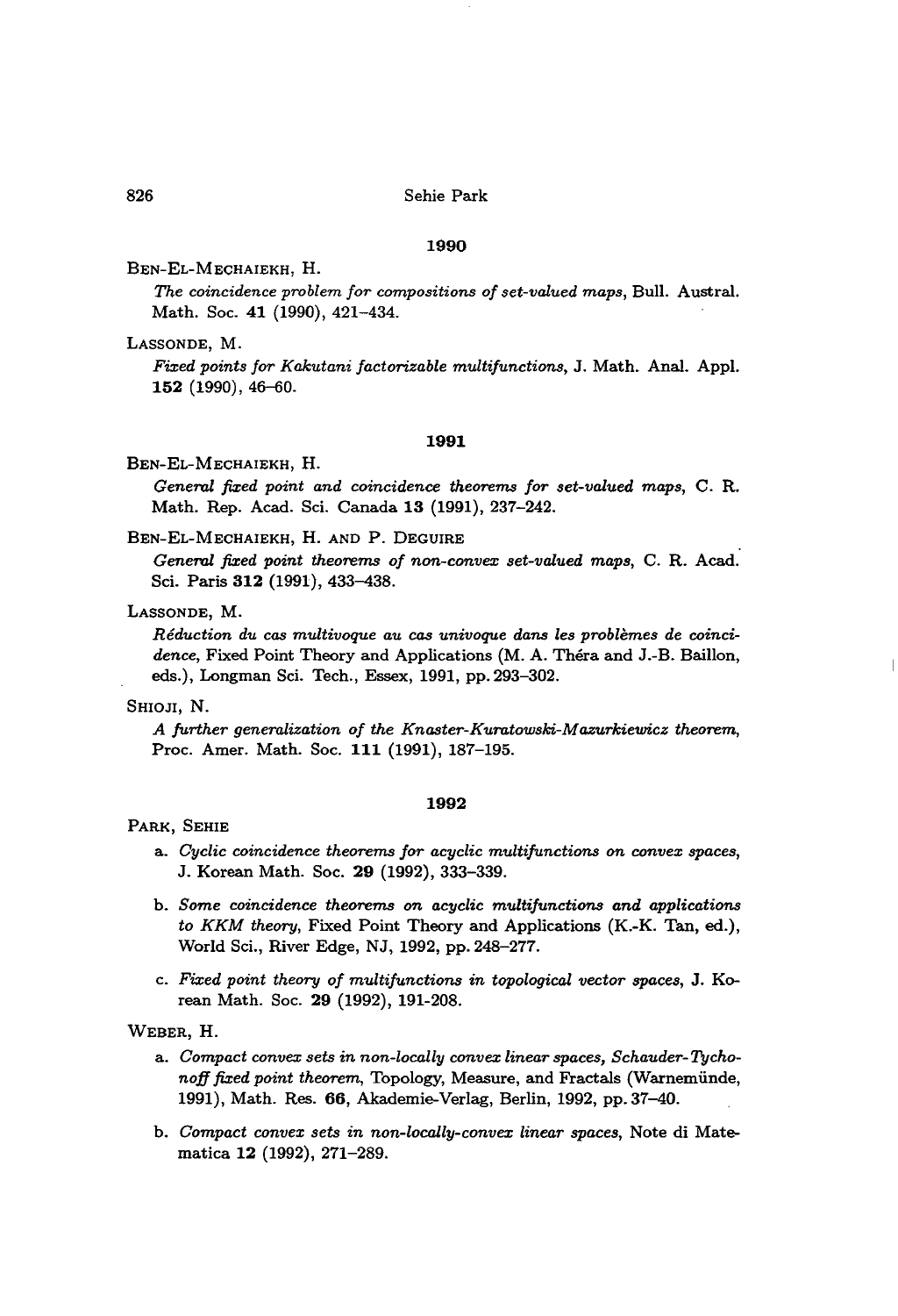## 1990

BEN-EL-MECHAIEKH, H.

*The coincidence problem for compositions of set-valued maps*, Bull. Austral. Math. Soc. **41** (1990), 421–434.

LASSONDE, M.

*Fixed points for Kakutani factorizable multifunctions*, J. Math. Anal. Appl. **152** (1990), 46–60.

## 1991

BEN-EL-MECHAIEKH, H.

*General fixed point and coincidence theorems for set-valued maps*, C. R. Math. Rep. Acad. Sci. Canada **13** (1991), 237–242.

BEN-EL-MECHAIEKH, H. AND P. DEGUIRE

*General fixed point theorems of non-convex set-valued maps*, C. R. Acad. Sci. Paris **312** (1991), 433–438.

LASSONDE, M.

*Réduction du cas multivoque au cas univoque dans les problèmes de coincidence*, Fixed Point Theory and Applications (M. A. Théra and J.-B. Baillon, eds.), Longman Sci. Tech., Essex, 1991, pp. 293–302.

SHIOJI, N.

*A further generalization of the Knaster-Kuratowski-Mazurkiewicz theorem*, Proc. Amer. Math. Soc. **111** (1991), 187–195.

## 1992

PARK, SEHIE

a. *Cyclic coincidence theorems for acyclic multifunctions on convex spaces*, J. Korean Math. Soc. **29** (1992), 333–339.

b. *Some coincidence theorems on acyclic multifunctions and applications to KKM theory*, Fixed Point Theory and Applications (K.-K. Tan, ed.), World Sci., River Edge, NJ, 1992, pp. 248–277.

c. *Fixed point theory of multifunctions in topological vector spaces*, J. Korean Math. Soc. **29** (1992), 191-208.

WEBER, H.

a. *Compact convex sets in non-locally convex linear spaces, Schauder-Tychonoff fixed point theorem*, Topology, Measure, and Fractals (Warnemünde, 1991), Math. Res. **66**, Akademie-Verlag, Berlin, 1992, pp. 37–40.

b. *Compact convex sets in non-locally-convex linear spaces*, Note di Matematica **12** (1992), 271–289.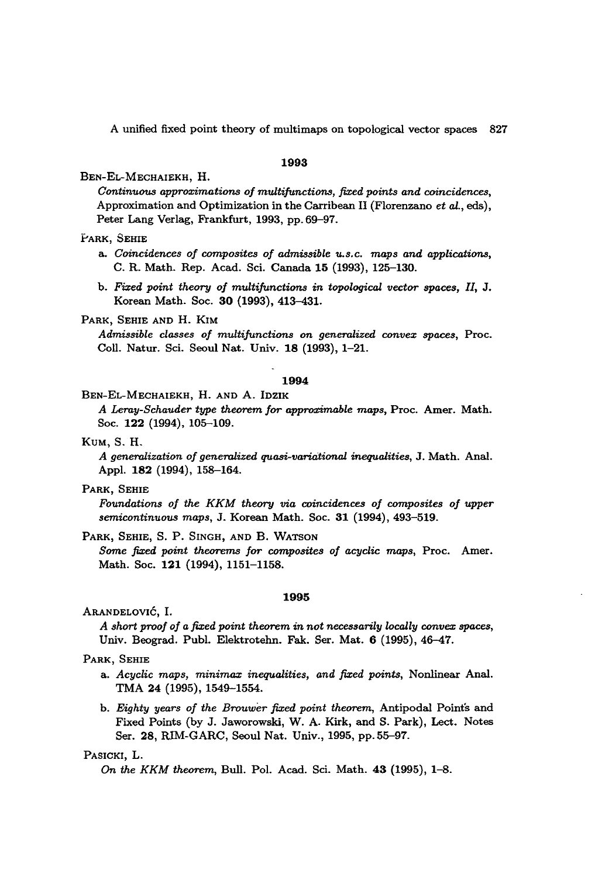**1993**

Ben-El-Mechaiekh, H.

*Continuous approximations of multifunctions, fixed points and coincidences*, Approximation and Optimization in the Carribean II (Florenzano *et al.*, eds), Peter Lang Verlag, Frankfurt, 1993, pp. 69–97.

Park, Sehie

a. *Coincidences of composites of admissible u.s.c. maps and applications*, C. R. Math. Rep. Acad. Sci. Canada **15** (1993), 125–130.

b. *Fixed point theory of multifunctions in topological vector spaces, II*, J. Korean Math. Soc. **30** (1993), 413–431.

Park, Sehie and H. Kim

*Admissible classes of multifunctions on generalized convex spaces*, Proc. Coll. Natur. Sci. Seoul Nat. Univ. **18** (1993), 1–21.

**1994**

Ben-El-Mechaiekh, H. and A. Idzik

*A Leray-Schauder type theorem for approximable maps*, Proc. Amer. Math. Soc. **122** (1994), 105–109.

Kum, S. H.

*A generalization of generalized quasi-variational inequalities*, J. Math. Anal. Appl. **182** (1994), 158–164.

Park, Sehie

*Foundations of the KKM theory via coincidences of composites of upper semicontinuous maps*, J. Korean Math. Soc. **31** (1994), 493–519.

Park, Sehie, S. P. Singh, and B. Watson

*Some fixed point theorems for composites of acyclic maps*, Proc. Amer. Math. Soc. **121** (1994), 1151–1158.

**1995**

Arandelović, I.

*A short proof of a fixed point theorem in not necessarily locally convex spaces*, Univ. Beograd. Publ. Elektrotehn. Fak. Ser. Mat. **6** (1995), 46–47.

Park, Sehie

a. *Acyclic maps, minimax inequalities, and fixed points*, Nonlinear Anal. TMA **24** (1995), 1549–1554.

b. *Eighty years of the Brouwer fixed point theorem*, Antipodal Points and Fixed Points (by J. Jaworowski, W. A. Kirk, and S. Park), Lect. Notes Ser. **28**, RIM-GARC, Seoul Nat. Univ., 1995, pp. 55–97.

Pasicki, L.

*On the KKM theorem*, Bull. Pol. Acad. Sci. Math. **43** (1995), 1–8.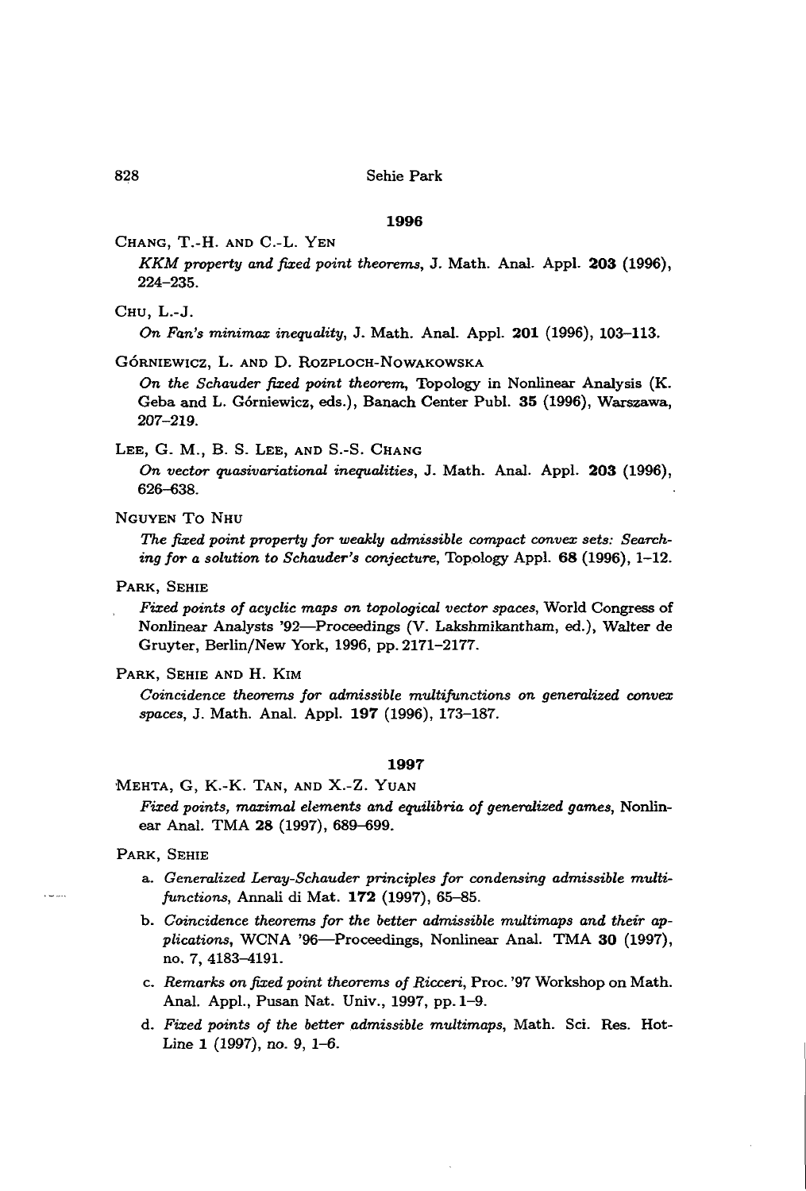### 1996

Chang, T.-H. and C.-L. Yen

*KKM property and fixed point theorems*, J. Math. Anal. Appl. **203** (1996), 224–235.

Chu, L.-J.

*On Fan's minimax inequality*, J. Math. Anal. Appl. **201** (1996), 103–113.

Górniewicz, L. and D. Rozploch-Nowakowska

*On the Schauder fixed point theorem*, Topology in Nonlinear Analysis (K. Geba and L. Górniewicz, eds.), Banach Center Publ. **35** (1996), Warszawa, 207–219.

Lee, G. M., B. S. Lee, and S.-S. Chang

*On vector quasivariational inequalities*, J. Math. Anal. Appl. **203** (1996), 626–638.

Nguyen To Nhu

*The fixed point property for weakly admissible compact convex sets: Searching for a solution to Schauder's conjecture*, Topology Appl. **68** (1996), 1–12.

Park, Sehie

*Fixed points of acyclic maps on topological vector spaces*, World Congress of Nonlinear Analysts '92—Proceedings (V. Lakshmikantham, ed.), Walter de Gruyter, Berlin/New York, 1996, pp. 2171–2177.

Park, Sehie and H. Kim

*Coincidence theorems for admissible multifunctions on generalized convex spaces*, J. Math. Anal. Appl. **197** (1996), 173–187.

### 1997

Mehta, G, K.-K. Tan, and X.-Z. Yuan

*Fixed points, maximal elements and equilibria of generalized games*, Nonlinear Anal. TMA **28** (1997), 689–699.

Park, Sehie

a. *Generalized Leray-Schauder principles for condensing admissible multifunctions*, Annali di Mat. **172** (1997), 65–85.

b. *Coincidence theorems for the better admissible multimaps and their applications*, WCNA '96—Proceedings, Nonlinear Anal. TMA **30** (1997), no. 7, 4183–4191.

c. *Remarks on fixed point theorems of Ricceri*, Proc. '97 Workshop on Math. Anal. Appl., Pusan Nat. Univ., 1997, pp. 1–9.

d. *Fixed points of the better admissible multimaps*, Math. Sci. Res. Hot-Line **1** (1997), no. 9, 1–6.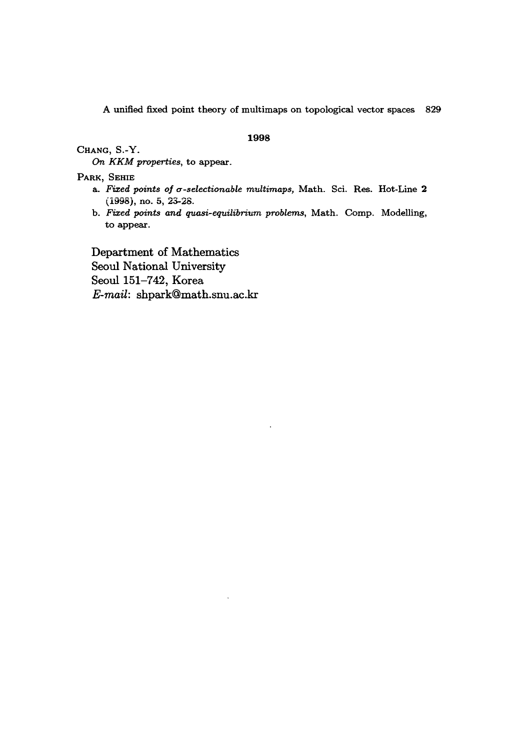**1998**

CHANG, S.-Y.

*On KKM properties*, to appear.

PARK, SEHIE

a. *Fixed points of $\sigma$-selectionable multimaps*, Math. Sci. Res. Hot-Line **2** (1998), no. 5, 23-28.

b. *Fixed points and quasi-equilibrium problems*, Math. Comp. Modelling, to appear.

Department of Mathematics
Seoul National University
Seoul 151–742, Korea
*E-mail*: shpark@math.snu.ac.kr